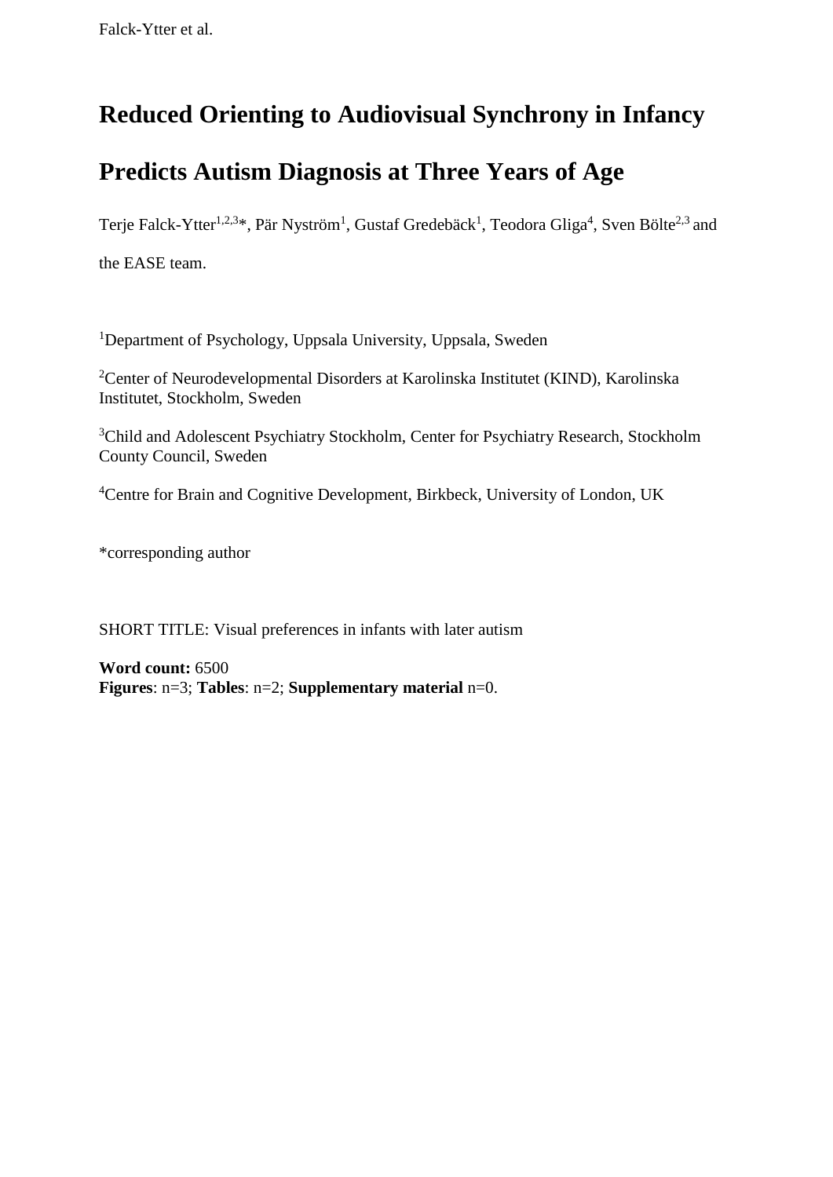# Reduced Orienting to Audiovisual Synchrony in Infancy Predicts Autism Diagnosis at Three Years of Age

Terje Falck-Ytter[1,2,3]*, Pär Nyström[1], Gustaf Gredebäck[1], Teodora Gliga[4], Sven Bölte[2,3] and the EASE team.

[1]Department of Psychology, Uppsala University, Uppsala, Sweden

[2]Center of Neurodevelopmental Disorders at Karolinska Institutet (KIND), Karolinska Institutet, Stockholm, Sweden

[3]Child and Adolescent Psychiatry Stockholm, Center for Psychiatry Research, Stockholm County Council, Sweden

[4]Centre for Brain and Cognitive Development, Birkbeck, University of London, UK

*corresponding author

SHORT TITLE: Visual preferences in infants with later autism

**Word count:** 6500
**Figures**: n=3; **Tables**: n=2; **Supplementary material** n=0.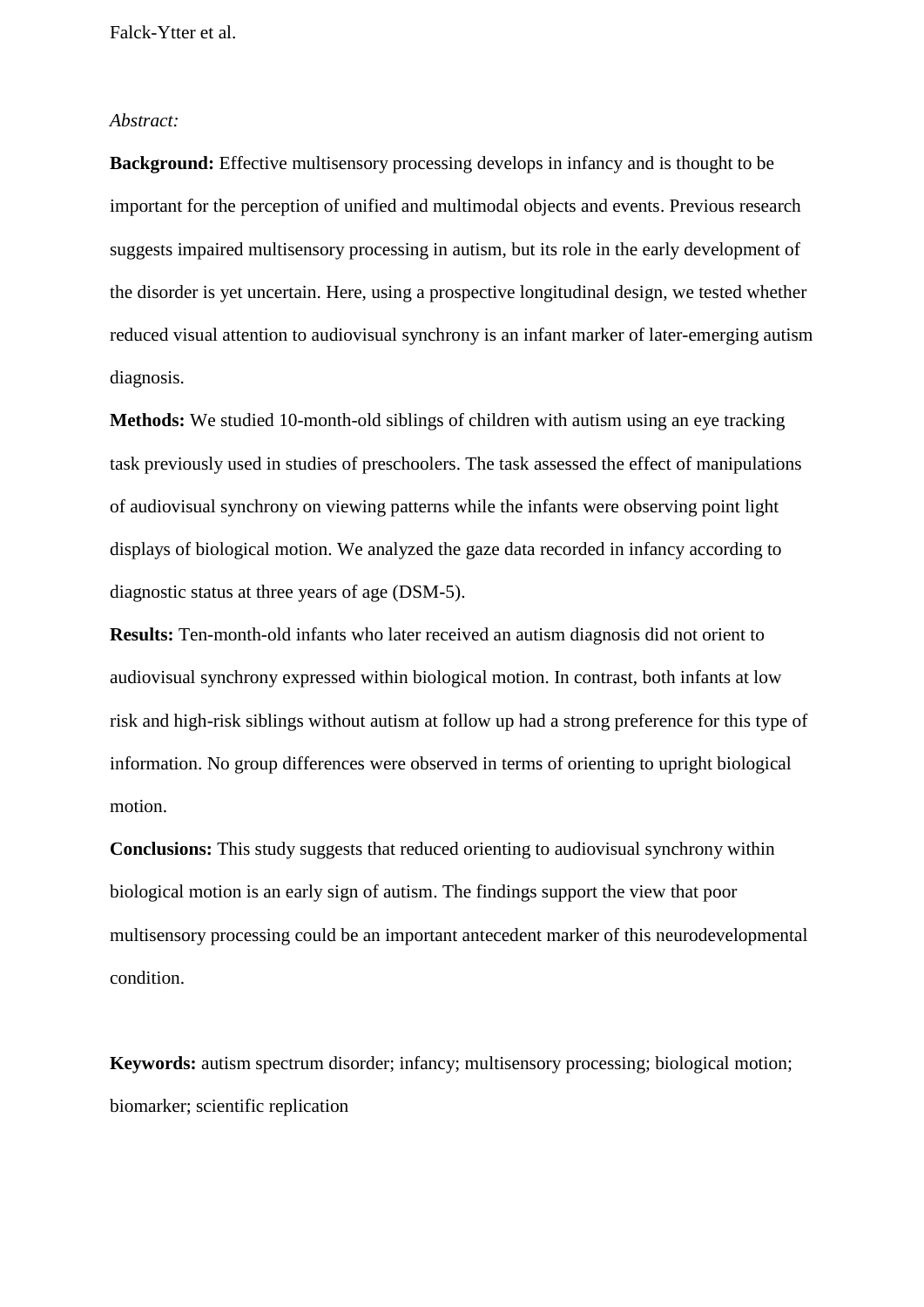*Abstract:*

**Background:** Effective multisensory processing develops in infancy and is thought to be important for the perception of unified and multimodal objects and events. Previous research suggests impaired multisensory processing in autism, but its role in the early development of the disorder is yet uncertain. Here, using a prospective longitudinal design, we tested whether reduced visual attention to audiovisual synchrony is an infant marker of later-emerging autism diagnosis.

**Methods:** We studied 10-month-old siblings of children with autism using an eye tracking task previously used in studies of preschoolers. The task assessed the effect of manipulations of audiovisual synchrony on viewing patterns while the infants were observing point light displays of biological motion. We analyzed the gaze data recorded in infancy according to diagnostic status at three years of age (DSM-5).

**Results:** Ten-month-old infants who later received an autism diagnosis did not orient to audiovisual synchrony expressed within biological motion. In contrast, both infants at low risk and high-risk siblings without autism at follow up had a strong preference for this type of information. No group differences were observed in terms of orienting to upright biological motion.

**Conclusions:** This study suggests that reduced orienting to audiovisual synchrony within biological motion is an early sign of autism. The findings support the view that poor multisensory processing could be an important antecedent marker of this neurodevelopmental condition.

**Keywords:** autism spectrum disorder; infancy; multisensory processing; biological motion; biomarker; scientific replication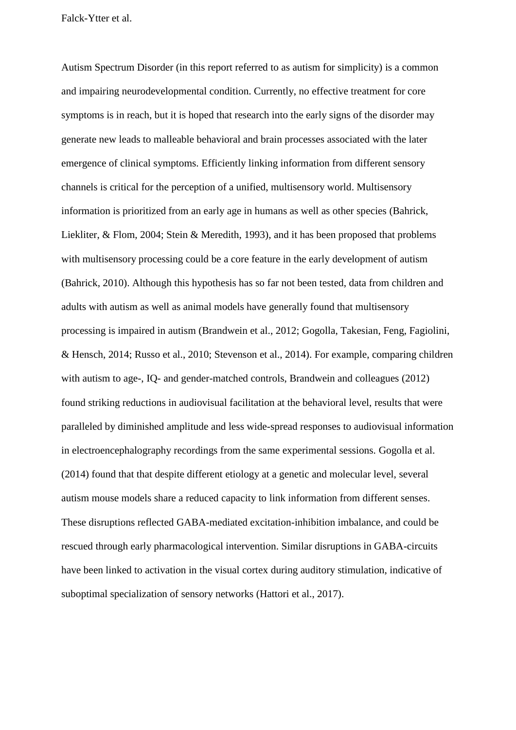Autism Spectrum Disorder (in this report referred to as autism for simplicity) is a common and impairing neurodevelopmental condition. Currently, no effective treatment for core symptoms is in reach, but it is hoped that research into the early signs of the disorder may generate new leads to malleable behavioral and brain processes associated with the later emergence of clinical symptoms. Efficiently linking information from different sensory channels is critical for the perception of a unified, multisensory world. Multisensory information is prioritized from an early age in humans as well as other species (Bahrick, Liekliter, & Flom, 2004; Stein & Meredith, 1993), and it has been proposed that problems with multisensory processing could be a core feature in the early development of autism (Bahrick, 2010). Although this hypothesis has so far not been tested, data from children and adults with autism as well as animal models have generally found that multisensory processing is impaired in autism (Brandwein et al., 2012; Gogolla, Takesian, Feng, Fagiolini, & Hensch, 2014; Russo et al., 2010; Stevenson et al., 2014). For example, comparing children with autism to age-, IQ- and gender-matched controls, Brandwein and colleagues (2012) found striking reductions in audiovisual facilitation at the behavioral level, results that were paralleled by diminished amplitude and less wide-spread responses to audiovisual information in electroencephalography recordings from the same experimental sessions. Gogolla et al. (2014) found that that despite different etiology at a genetic and molecular level, several autism mouse models share a reduced capacity to link information from different senses. These disruptions reflected GABA-mediated excitation-inhibition imbalance, and could be rescued through early pharmacological intervention. Similar disruptions in GABA-circuits have been linked to activation in the visual cortex during auditory stimulation, indicative of suboptimal specialization of sensory networks (Hattori et al., 2017).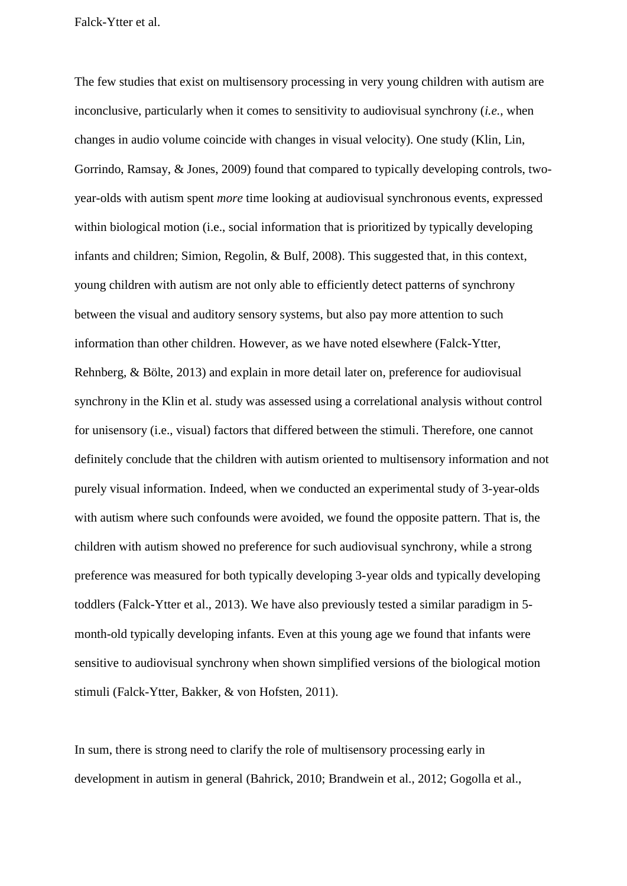The few studies that exist on multisensory processing in very young children with autism are inconclusive, particularly when it comes to sensitivity to audiovisual synchrony (*i.e.*, when changes in audio volume coincide with changes in visual velocity). One study (Klin, Lin, Gorrindo, Ramsay, & Jones, 2009) found that compared to typically developing controls, two-year-olds with autism spent *more* time looking at audiovisual synchronous events, expressed within biological motion (i.e., social information that is prioritized by typically developing infants and children; Simion, Regolin, & Bulf, 2008). This suggested that, in this context, young children with autism are not only able to efficiently detect patterns of synchrony between the visual and auditory sensory systems, but also pay more attention to such information than other children. However, as we have noted elsewhere (Falck-Ytter, Rehnberg, & Bölte, 2013) and explain in more detail later on, preference for audiovisual synchrony in the Klin et al. study was assessed using a correlational analysis without control for unisensory (i.e., visual) factors that differed between the stimuli. Therefore, one cannot definitely conclude that the children with autism oriented to multisensory information and not purely visual information. Indeed, when we conducted an experimental study of 3-year-olds with autism where such confounds were avoided, we found the opposite pattern. That is, the children with autism showed no preference for such audiovisual synchrony, while a strong preference was measured for both typically developing 3-year olds and typically developing toddlers (Falck-Ytter et al., 2013). We have also previously tested a similar paradigm in 5-month-old typically developing infants. Even at this young age we found that infants were sensitive to audiovisual synchrony when shown simplified versions of the biological motion stimuli (Falck-Ytter, Bakker, & von Hofsten, 2011).

In sum, there is strong need to clarify the role of multisensory processing early in development in autism in general (Bahrick, 2010; Brandwein et al., 2012; Gogolla et al.,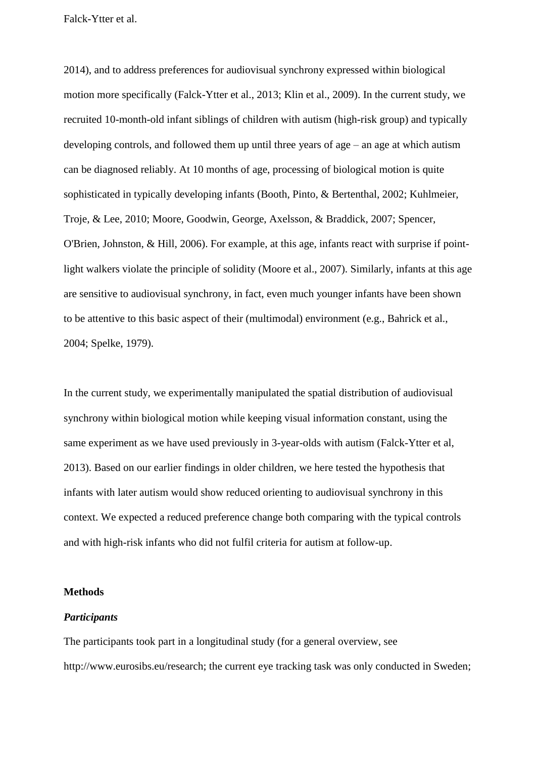2014), and to address preferences for audiovisual synchrony expressed within biological motion more specifically (Falck-Ytter et al., 2013; Klin et al., 2009). In the current study, we recruited 10-month-old infant siblings of children with autism (high-risk group) and typically developing controls, and followed them up until three years of age – an age at which autism can be diagnosed reliably. At 10 months of age, processing of biological motion is quite sophisticated in typically developing infants (Booth, Pinto, & Bertenthal, 2002; Kuhlmeier, Troje, & Lee, 2010; Moore, Goodwin, George, Axelsson, & Braddick, 2007; Spencer, O'Brien, Johnston, & Hill, 2006). For example, at this age, infants react with surprise if point-light walkers violate the principle of solidity (Moore et al., 2007). Similarly, infants at this age are sensitive to audiovisual synchrony, in fact, even much younger infants have been shown to be attentive to this basic aspect of their (multimodal) environment (e.g., Bahrick et al., 2004; Spelke, 1979).

In the current study, we experimentally manipulated the spatial distribution of audiovisual synchrony within biological motion while keeping visual information constant, using the same experiment as we have used previously in 3-year-olds with autism (Falck-Ytter et al, 2013). Based on our earlier findings in older children, we here tested the hypothesis that infants with later autism would show reduced orienting to audiovisual synchrony in this context. We expected a reduced preference change both comparing with the typical controls and with high-risk infants who did not fulfil criteria for autism at follow-up.

## Methods

### *Participants*

The participants took part in a longitudinal study (for a general overview, see http://www.eurosibs.eu/research; the current eye tracking task was only conducted in Sweden;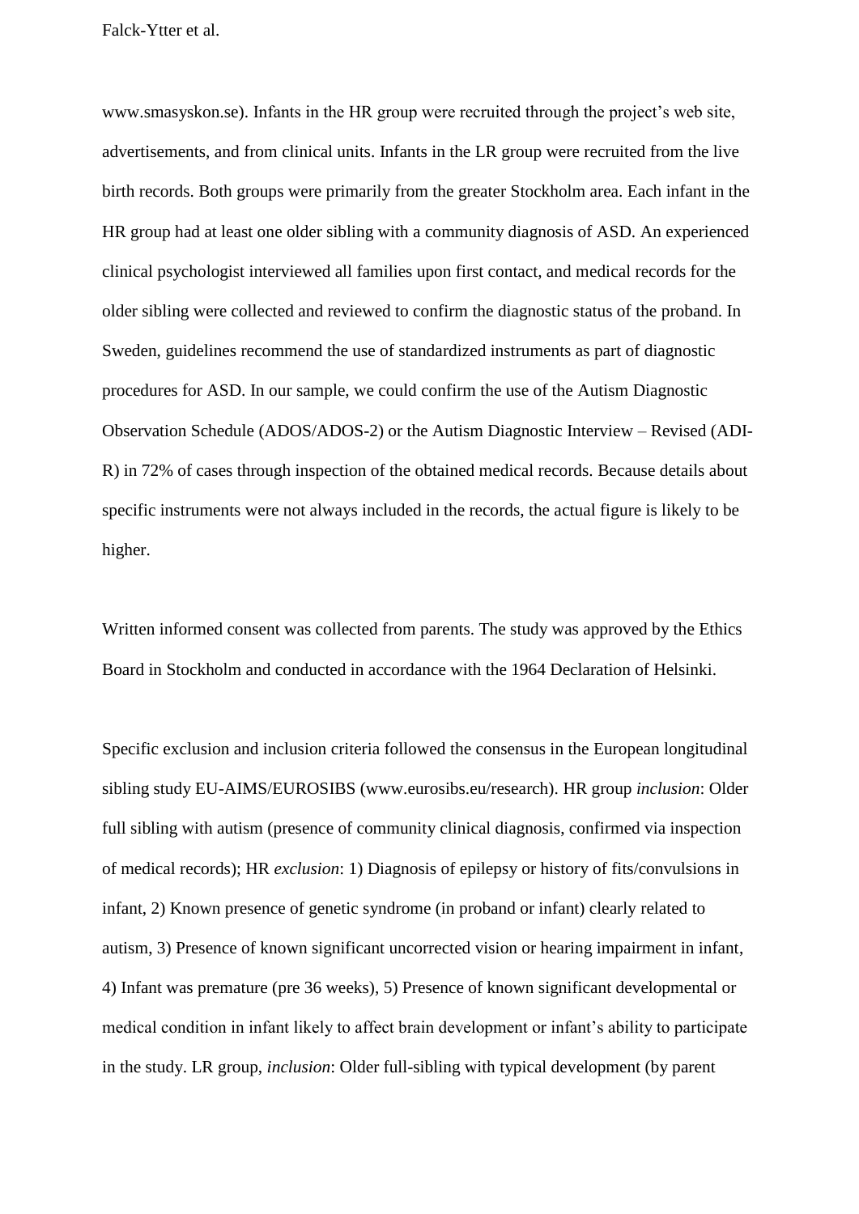www.smasyskon.se). Infants in the HR group were recruited through the project's web site, advertisements, and from clinical units. Infants in the LR group were recruited from the live birth records. Both groups were primarily from the greater Stockholm area. Each infant in the HR group had at least one older sibling with a community diagnosis of ASD. An experienced clinical psychologist interviewed all families upon first contact, and medical records for the older sibling were collected and reviewed to confirm the diagnostic status of the proband. In Sweden, guidelines recommend the use of standardized instruments as part of diagnostic procedures for ASD. In our sample, we could confirm the use of the Autism Diagnostic Observation Schedule (ADOS/ADOS-2) or the Autism Diagnostic Interview – Revised (ADI-R) in 72% of cases through inspection of the obtained medical records. Because details about specific instruments were not always included in the records, the actual figure is likely to be higher.

Written informed consent was collected from parents. The study was approved by the Ethics Board in Stockholm and conducted in accordance with the 1964 Declaration of Helsinki.

Specific exclusion and inclusion criteria followed the consensus in the European longitudinal sibling study EU-AIMS/EUROSIBS (www.eurosibs.eu/research). HR group *inclusion*: Older full sibling with autism (presence of community clinical diagnosis, confirmed via inspection of medical records); HR *exclusion*: 1) Diagnosis of epilepsy or history of fits/convulsions in infant, 2) Known presence of genetic syndrome (in proband or infant) clearly related to autism, 3) Presence of known significant uncorrected vision or hearing impairment in infant, 4) Infant was premature (pre 36 weeks), 5) Presence of known significant developmental or medical condition in infant likely to affect brain development or infant's ability to participate in the study. LR group, *inclusion*: Older full-sibling with typical development (by parent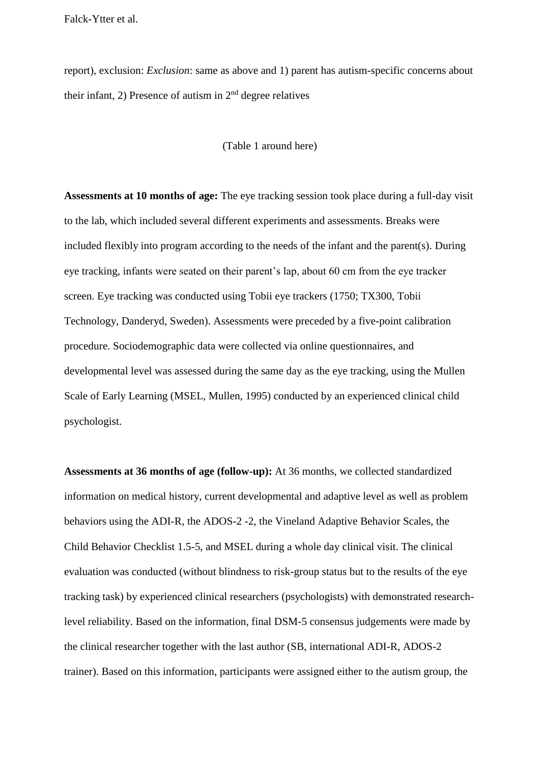report), exclusion: *Exclusion*: same as above and 1) parent has autism-specific concerns about their infant, 2) Presence of autism in 2nd degree relatives

(Table 1 around here)

**Assessments at 10 months of age:** The eye tracking session took place during a full-day visit to the lab, which included several different experiments and assessments. Breaks were included flexibly into program according to the needs of the infant and the parent(s). During eye tracking, infants were seated on their parent's lap, about 60 cm from the eye tracker screen. Eye tracking was conducted using Tobii eye trackers (1750; TX300, Tobii Technology, Danderyd, Sweden). Assessments were preceded by a five-point calibration procedure. Sociodemographic data were collected via online questionnaires, and developmental level was assessed during the same day as the eye tracking, using the Mullen Scale of Early Learning (MSEL, Mullen, 1995) conducted by an experienced clinical child psychologist.

**Assessments at 36 months of age (follow-up):** At 36 months, we collected standardized information on medical history, current developmental and adaptive level as well as problem behaviors using the ADI-R, the ADOS-2 -2, the Vineland Adaptive Behavior Scales, the Child Behavior Checklist 1.5-5, and MSEL during a whole day clinical visit. The clinical evaluation was conducted (without blindness to risk-group status but to the results of the eye tracking task) by experienced clinical researchers (psychologists) with demonstrated research-level reliability. Based on the information, final DSM-5 consensus judgements were made by the clinical researcher together with the last author (SB, international ADI-R, ADOS-2 trainer). Based on this information, participants were assigned either to the autism group, the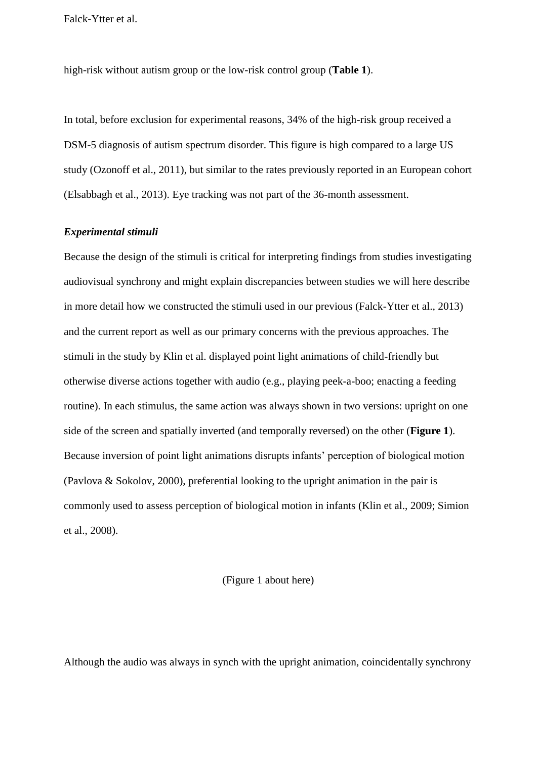high-risk without autism group or the low-risk control group (**Table 1**).

In total, before exclusion for experimental reasons, 34% of the high-risk group received a DSM-5 diagnosis of autism spectrum disorder. This figure is high compared to a large US study (Ozonoff et al., 2011), but similar to the rates previously reported in an European cohort (Elsabbagh et al., 2013). Eye tracking was not part of the 36-month assessment.

***Experimental stimuli***

Because the design of the stimuli is critical for interpreting findings from studies investigating audiovisual synchrony and might explain discrepancies between studies we will here describe in more detail how we constructed the stimuli used in our previous (Falck-Ytter et al., 2013) and the current report as well as our primary concerns with the previous approaches. The stimuli in the study by Klin et al. displayed point light animations of child-friendly but otherwise diverse actions together with audio (e.g., playing peek-a-boo; enacting a feeding routine). In each stimulus, the same action was always shown in two versions: upright on one side of the screen and spatially inverted (and temporally reversed) on the other (**Figure 1**). Because inversion of point light animations disrupts infants' perception of biological motion (Pavlova & Sokolov, 2000), preferential looking to the upright animation in the pair is commonly used to assess perception of biological motion in infants (Klin et al., 2009; Simion et al., 2008).

(Figure 1 about here)

Although the audio was always in synch with the upright animation, coincidentally synchrony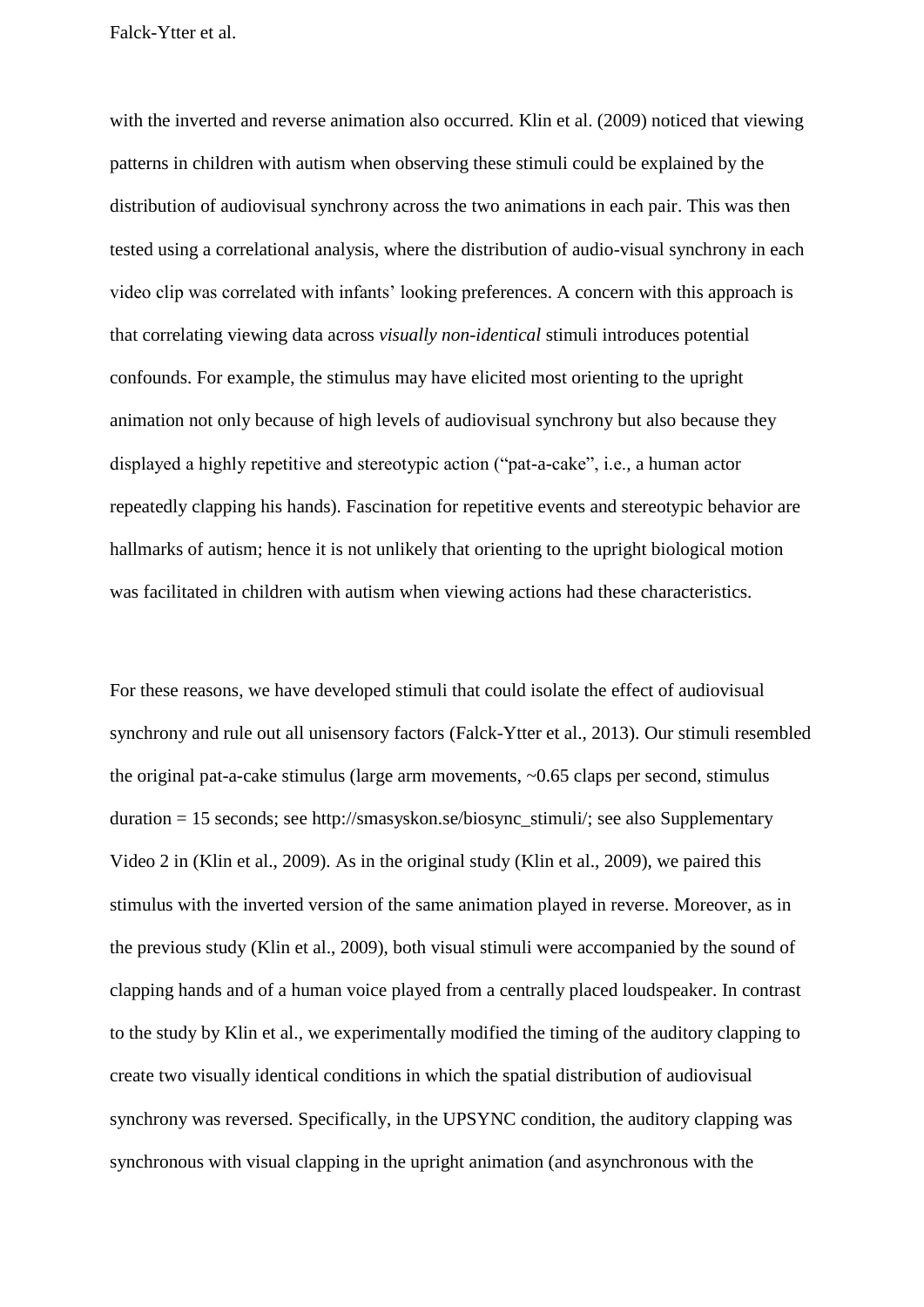with the inverted and reverse animation also occurred. Klin et al. (2009) noticed that viewing patterns in children with autism when observing these stimuli could be explained by the distribution of audiovisual synchrony across the two animations in each pair. This was then tested using a correlational analysis, where the distribution of audio-visual synchrony in each video clip was correlated with infants' looking preferences. A concern with this approach is that correlating viewing data across *visually non-identical* stimuli introduces potential confounds. For example, the stimulus may have elicited most orienting to the upright animation not only because of high levels of audiovisual synchrony but also because they displayed a highly repetitive and stereotypic action ("pat-a-cake", i.e., a human actor repeatedly clapping his hands). Fascination for repetitive events and stereotypic behavior are hallmarks of autism; hence it is not unlikely that orienting to the upright biological motion was facilitated in children with autism when viewing actions had these characteristics.

For these reasons, we have developed stimuli that could isolate the effect of audiovisual synchrony and rule out all unisensory factors (Falck-Ytter et al., 2013). Our stimuli resembled the original pat-a-cake stimulus (large arm movements, ~0.65 claps per second, stimulus duration = 15 seconds; see http://smasyskon.se/biosync_stimuli/; see also Supplementary Video 2 in (Klin et al., 2009). As in the original study (Klin et al., 2009), we paired this stimulus with the inverted version of the same animation played in reverse. Moreover, as in the previous study (Klin et al., 2009), both visual stimuli were accompanied by the sound of clapping hands and of a human voice played from a centrally placed loudspeaker. In contrast to the study by Klin et al., we experimentally modified the timing of the auditory clapping to create two visually identical conditions in which the spatial distribution of audiovisual synchrony was reversed. Specifically, in the UPSYNC condition, the auditory clapping was synchronous with visual clapping in the upright animation (and asynchronous with the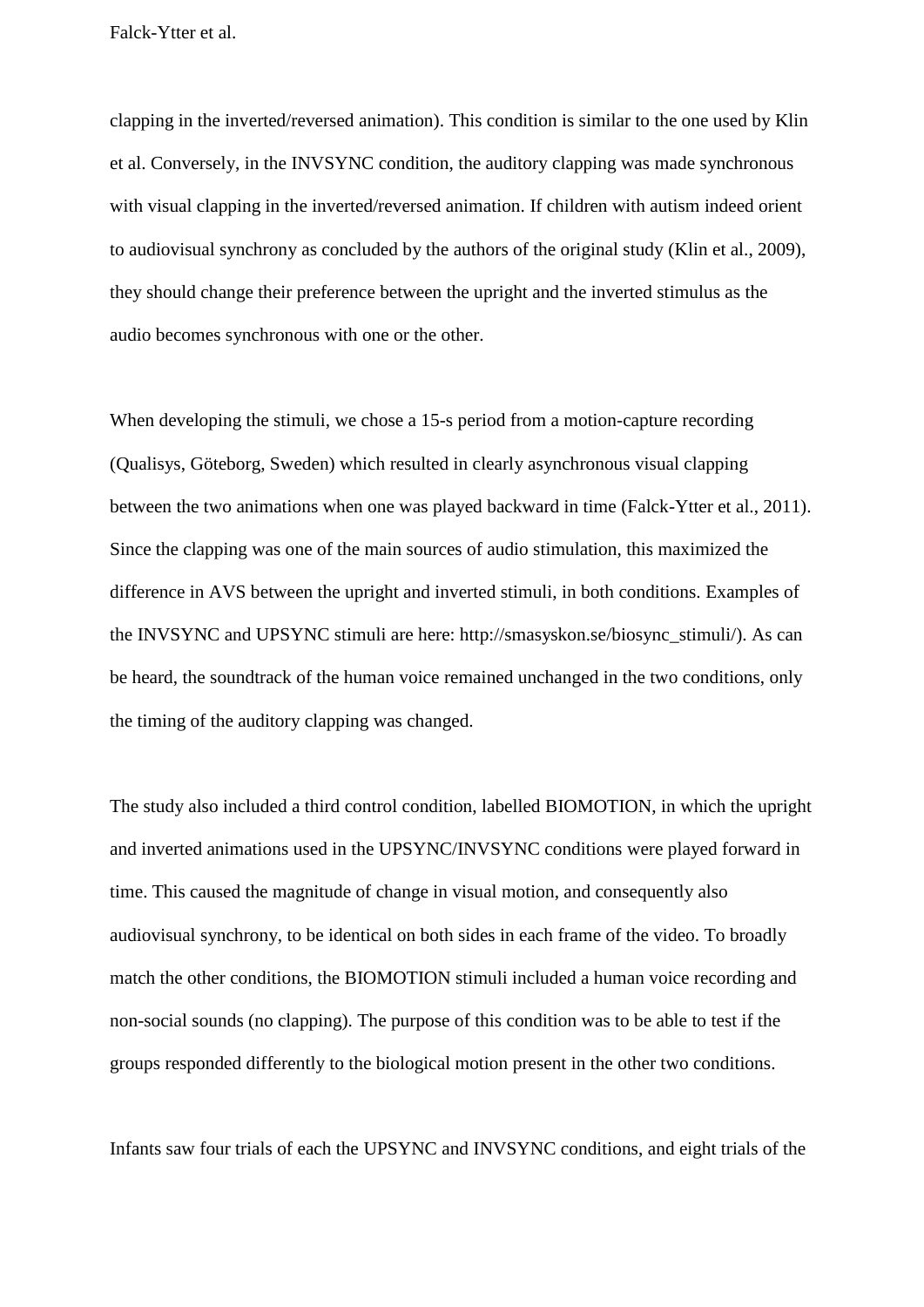clapping in the inverted/reversed animation). This condition is similar to the one used by Klin et al. Conversely, in the INVSYNC condition, the auditory clapping was made synchronous with visual clapping in the inverted/reversed animation. If children with autism indeed orient to audiovisual synchrony as concluded by the authors of the original study (Klin et al., 2009), they should change their preference between the upright and the inverted stimulus as the audio becomes synchronous with one or the other.

When developing the stimuli, we chose a 15-s period from a motion-capture recording (Qualisys, Göteborg, Sweden) which resulted in clearly asynchronous visual clapping between the two animations when one was played backward in time (Falck-Ytter et al., 2011). Since the clapping was one of the main sources of audio stimulation, this maximized the difference in AVS between the upright and inverted stimuli, in both conditions. Examples of the INVSYNC and UPSYNC stimuli are here: http://smasyskon.se/biosync_stimuli/). As can be heard, the soundtrack of the human voice remained unchanged in the two conditions, only the timing of the auditory clapping was changed.

The study also included a third control condition, labelled BIOMOTION, in which the upright and inverted animations used in the UPSYNC/INVSYNC conditions were played forward in time. This caused the magnitude of change in visual motion, and consequently also audiovisual synchrony, to be identical on both sides in each frame of the video. To broadly match the other conditions, the BIOMOTION stimuli included a human voice recording and non-social sounds (no clapping). The purpose of this condition was to be able to test if the groups responded differently to the biological motion present in the other two conditions.

Infants saw four trials of each the UPSYNC and INVSYNC conditions, and eight trials of the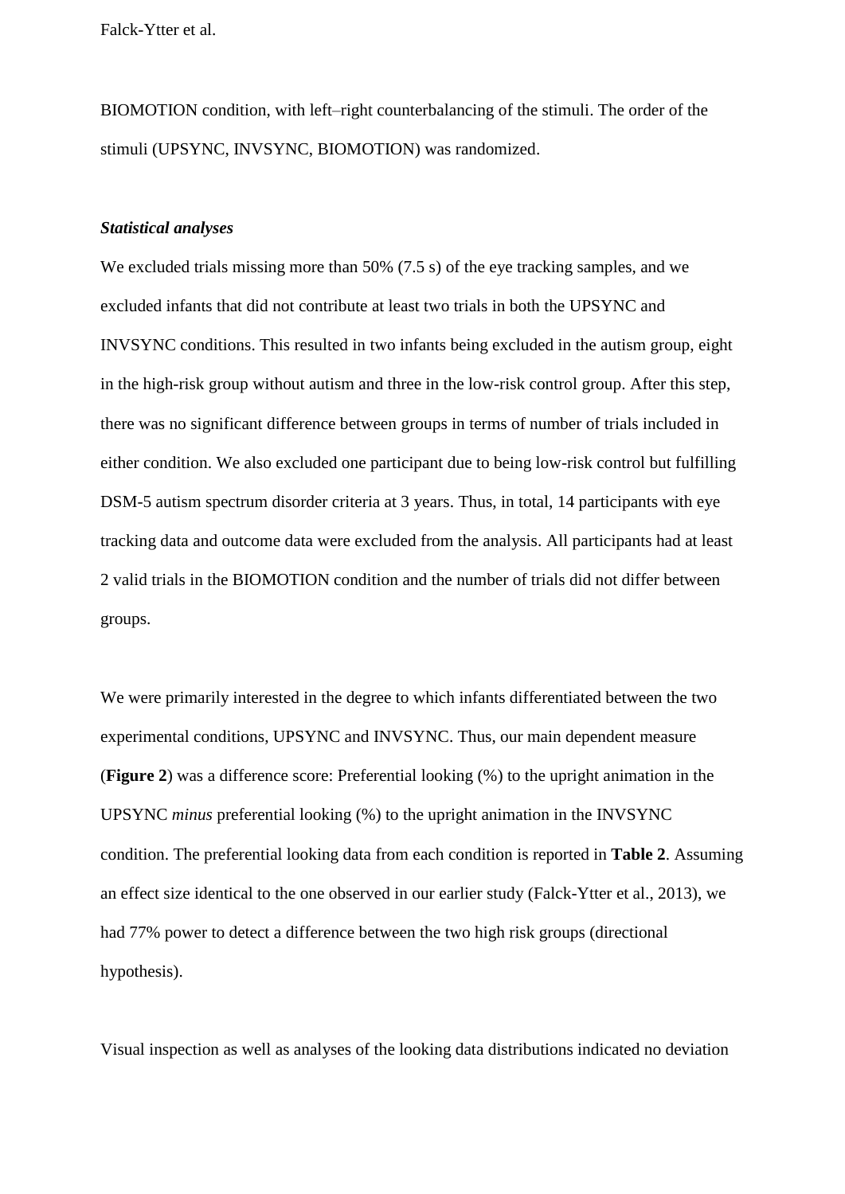BIOMOTION condition, with left–right counterbalancing of the stimuli. The order of the stimuli (UPSYNC, INVSYNC, BIOMOTION) was randomized.

### *Statistical analyses*

We excluded trials missing more than 50% (7.5 s) of the eye tracking samples, and we excluded infants that did not contribute at least two trials in both the UPSYNC and INVSYNC conditions. This resulted in two infants being excluded in the autism group, eight in the high-risk group without autism and three in the low-risk control group. After this step, there was no significant difference between groups in terms of number of trials included in either condition. We also excluded one participant due to being low-risk control but fulfilling DSM-5 autism spectrum disorder criteria at 3 years. Thus, in total, 14 participants with eye tracking data and outcome data were excluded from the analysis. All participants had at least 2 valid trials in the BIOMOTION condition and the number of trials did not differ between groups.

We were primarily interested in the degree to which infants differentiated between the two experimental conditions, UPSYNC and INVSYNC. Thus, our main dependent measure (**Figure 2**) was a difference score: Preferential looking (%) to the upright animation in the UPSYNC *minus* preferential looking (%) to the upright animation in the INVSYNC condition. The preferential looking data from each condition is reported in **Table 2**. Assuming an effect size identical to the one observed in our earlier study (Falck-Ytter et al., 2013), we had 77% power to detect a difference between the two high risk groups (directional hypothesis).

Visual inspection as well as analyses of the looking data distributions indicated no deviation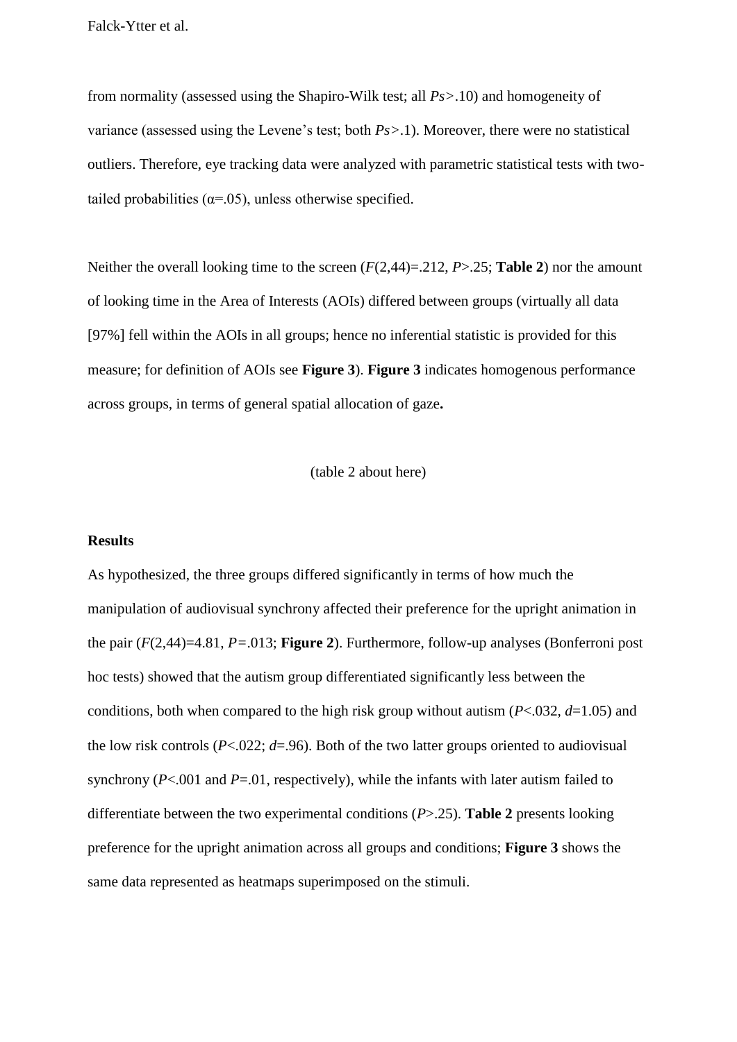from normality (assessed using the Shapiro-Wilk test; all *Ps*>.10) and homogeneity of variance (assessed using the Levene's test; both *Ps*>.1). Moreover, there were no statistical outliers. Therefore, eye tracking data were analyzed with parametric statistical tests with two-tailed probabilities ($\alpha$=.05), unless otherwise specified.

Neither the overall looking time to the screen ($F(2,44)$=.212, $P$>.25; **Table 2**) nor the amount of looking time in the Area of Interests (AOIs) differed between groups (virtually all data [97%] fell within the AOIs in all groups; hence no inferential statistic is provided for this measure; for definition of AOIs see **Figure 3**). **Figure 3** indicates homogenous performance across groups, in terms of general spatial allocation of gaze**.**

(table 2 about here)

**Results**

As hypothesized, the three groups differed significantly in terms of how much the manipulation of audiovisual synchrony affected their preference for the upright animation in the pair ($F(2,44)$=4.81, $P$=.013; **Figure 2**). Furthermore, follow-up analyses (Bonferroni post hoc tests) showed that the autism group differentiated significantly less between the conditions, both when compared to the high risk group without autism ($P$<.032, $d$=1.05) and the low risk controls ($P$<.022; $d$=.96). Both of the two latter groups oriented to audiovisual synchrony ($P$<.001 and $P$=.01, respectively), while the infants with later autism failed to differentiate between the two experimental conditions ($P$>.25). **Table 2** presents looking preference for the upright animation across all groups and conditions; **Figure 3** shows the same data represented as heatmaps superimposed on the stimuli.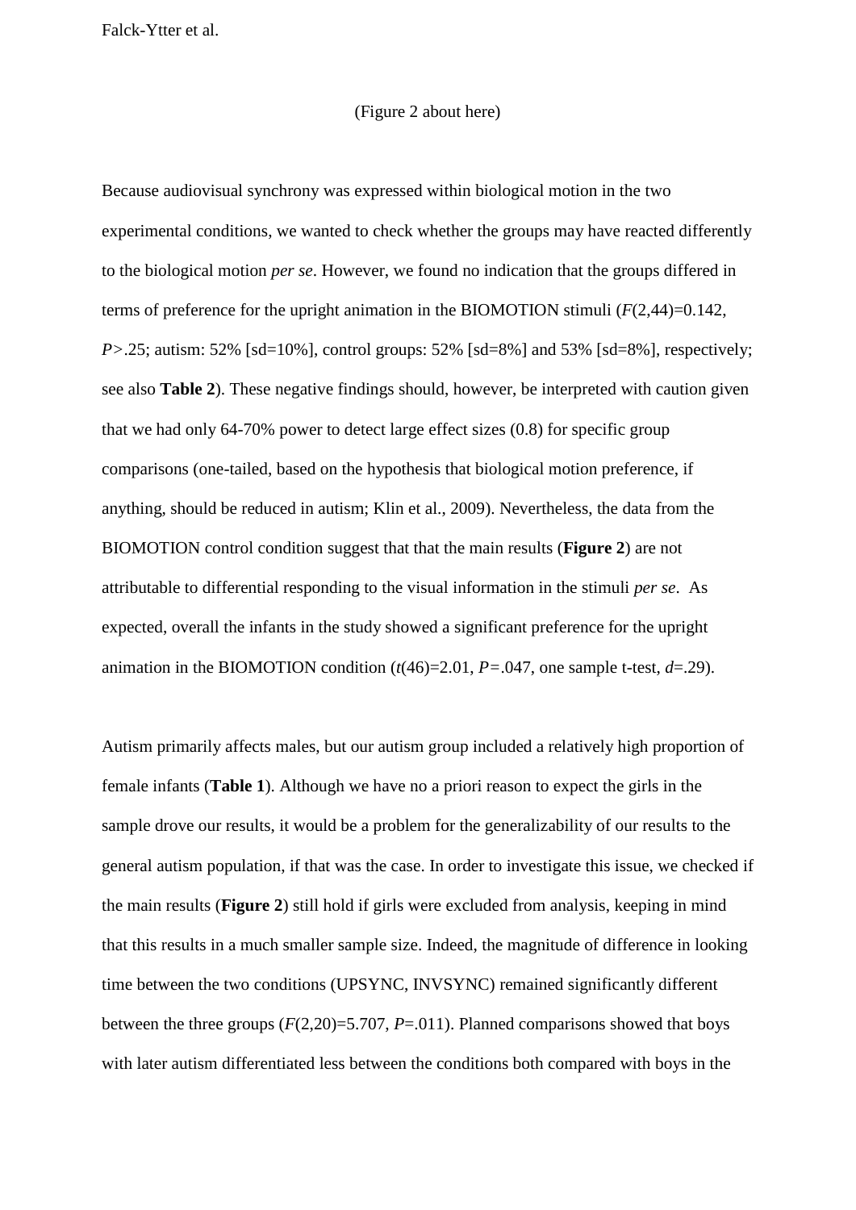(Figure 2 about here)

Because audiovisual synchrony was expressed within biological motion in the two experimental conditions, we wanted to check whether the groups may have reacted differently to the biological motion *per se*. However, we found no indication that the groups differed in terms of preference for the upright animation in the BIOMOTION stimuli ($F(2,44)=0.142$, $P>.25$; autism: 52% [sd=10%], control groups: 52% [sd=8%] and 53% [sd=8%], respectively; see also **Table 2**). These negative findings should, however, be interpreted with caution given that we had only 64-70% power to detect large effect sizes (0.8) for specific group comparisons (one-tailed, based on the hypothesis that biological motion preference, if anything, should be reduced in autism; Klin et al., 2009). Nevertheless, the data from the BIOMOTION control condition suggest that that the main results (**Figure 2**) are not attributable to differential responding to the visual information in the stimuli *per se*. As expected, overall the infants in the study showed a significant preference for the upright animation in the BIOMOTION condition ($t(46)=2.01$, $P=.047$, one sample t-test, $d=.29$).

Autism primarily affects males, but our autism group included a relatively high proportion of female infants (**Table 1**). Although we have no a priori reason to expect the girls in the sample drove our results, it would be a problem for the generalizability of our results to the general autism population, if that was the case. In order to investigate this issue, we checked if the main results (**Figure 2**) still hold if girls were excluded from analysis, keeping in mind that this results in a much smaller sample size. Indeed, the magnitude of difference in looking time between the two conditions (UPSYNC, INVSYNC) remained significantly different between the three groups ($F(2,20)=5.707$, $P=.011$). Planned comparisons showed that boys with later autism differentiated less between the conditions both compared with boys in the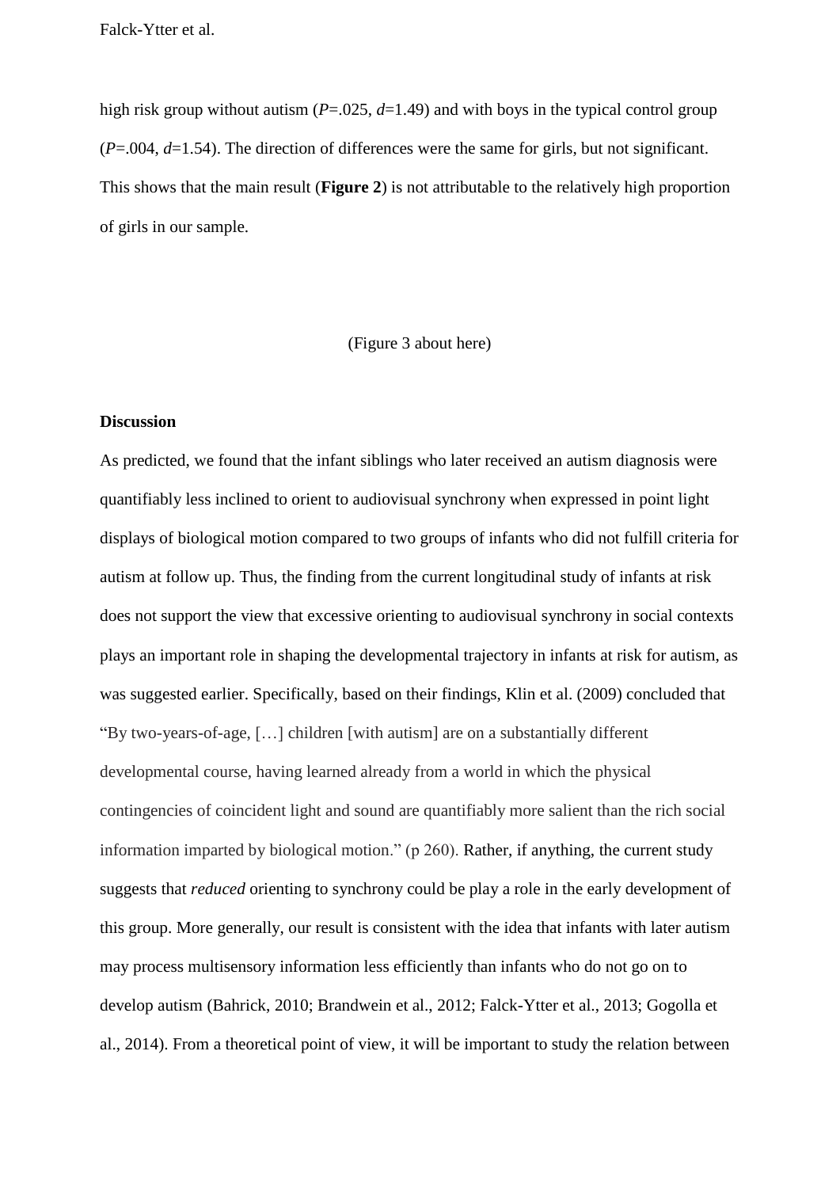high risk group without autism (*P*=.025, *d*=1.49) and with boys in the typical control group (*P*=.004, *d*=1.54). The direction of differences were the same for girls, but not significant. This shows that the main result (**Figure 2**) is not attributable to the relatively high proportion of girls in our sample.

(Figure 3 about here)

**Discussion**

As predicted, we found that the infant siblings who later received an autism diagnosis were quantifiably less inclined to orient to audiovisual synchrony when expressed in point light displays of biological motion compared to two groups of infants who did not fulfill criteria for autism at follow up. Thus, the finding from the current longitudinal study of infants at risk does not support the view that excessive orienting to audiovisual synchrony in social contexts plays an important role in shaping the developmental trajectory in infants at risk for autism, as was suggested earlier. Specifically, based on their findings, Klin et al. (2009) concluded that "By two-years-of-age, […] children [with autism] are on a substantially different developmental course, having learned already from a world in which the physical contingencies of coincident light and sound are quantifiably more salient than the rich social information imparted by biological motion." (p 260). Rather, if anything, the current study suggests that *reduced* orienting to synchrony could be play a role in the early development of this group. More generally, our result is consistent with the idea that infants with later autism may process multisensory information less efficiently than infants who do not go on to develop autism (Bahrick, 2010; Brandwein et al., 2012; Falck-Ytter et al., 2013; Gogolla et al., 2014). From a theoretical point of view, it will be important to study the relation between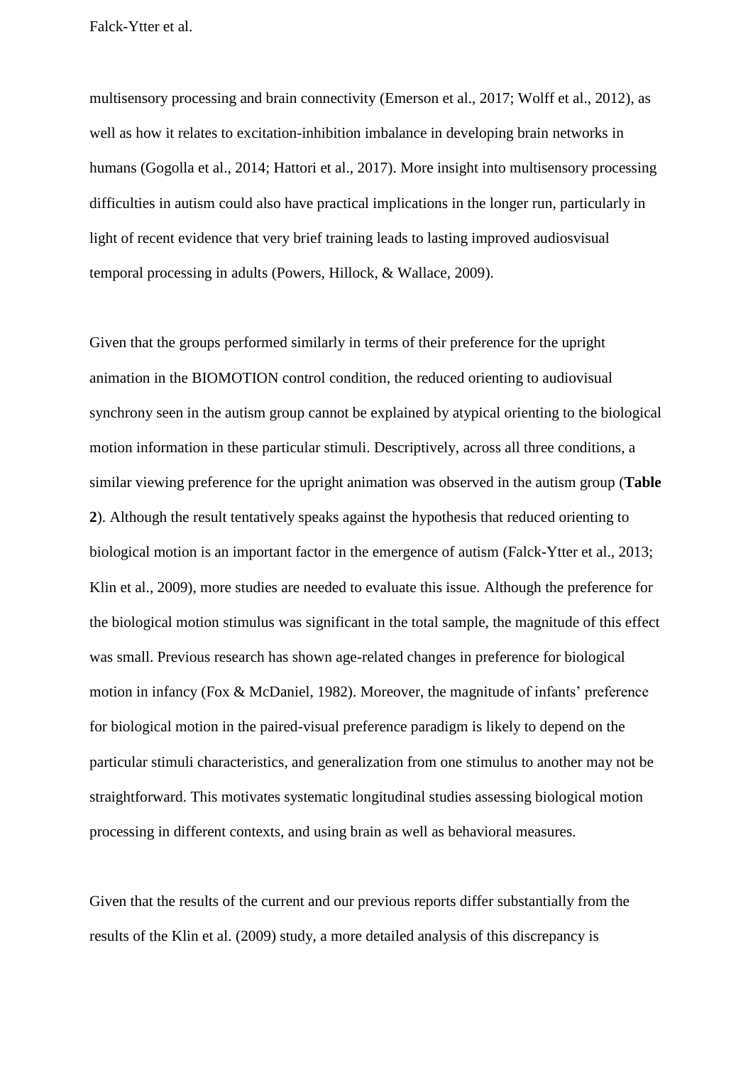multisensory processing and brain connectivity (Emerson et al., 2017; Wolff et al., 2012), as well as how it relates to excitation-inhibition imbalance in developing brain networks in humans (Gogolla et al., 2014; Hattori et al., 2017). More insight into multisensory processing difficulties in autism could also have practical implications in the longer run, particularly in light of recent evidence that very brief training leads to lasting improved audiosvisual temporal processing in adults (Powers, Hillock, & Wallace, 2009).

Given that the groups performed similarly in terms of their preference for the upright animation in the BIOMOTION control condition, the reduced orienting to audiovisual synchrony seen in the autism group cannot be explained by atypical orienting to the biological motion information in these particular stimuli. Descriptively, across all three conditions, a similar viewing preference for the upright animation was observed in the autism group (**Table 2**). Although the result tentatively speaks against the hypothesis that reduced orienting to biological motion is an important factor in the emergence of autism (Falck-Ytter et al., 2013; Klin et al., 2009), more studies are needed to evaluate this issue. Although the preference for the biological motion stimulus was significant in the total sample, the magnitude of this effect was small. Previous research has shown age-related changes in preference for biological motion in infancy (Fox & McDaniel, 1982). Moreover, the magnitude of infants' preference for biological motion in the paired-visual preference paradigm is likely to depend on the particular stimuli characteristics, and generalization from one stimulus to another may not be straightforward. This motivates systematic longitudinal studies assessing biological motion processing in different contexts, and using brain as well as behavioral measures.

Given that the results of the current and our previous reports differ substantially from the results of the Klin et al. (2009) study, a more detailed analysis of this discrepancy is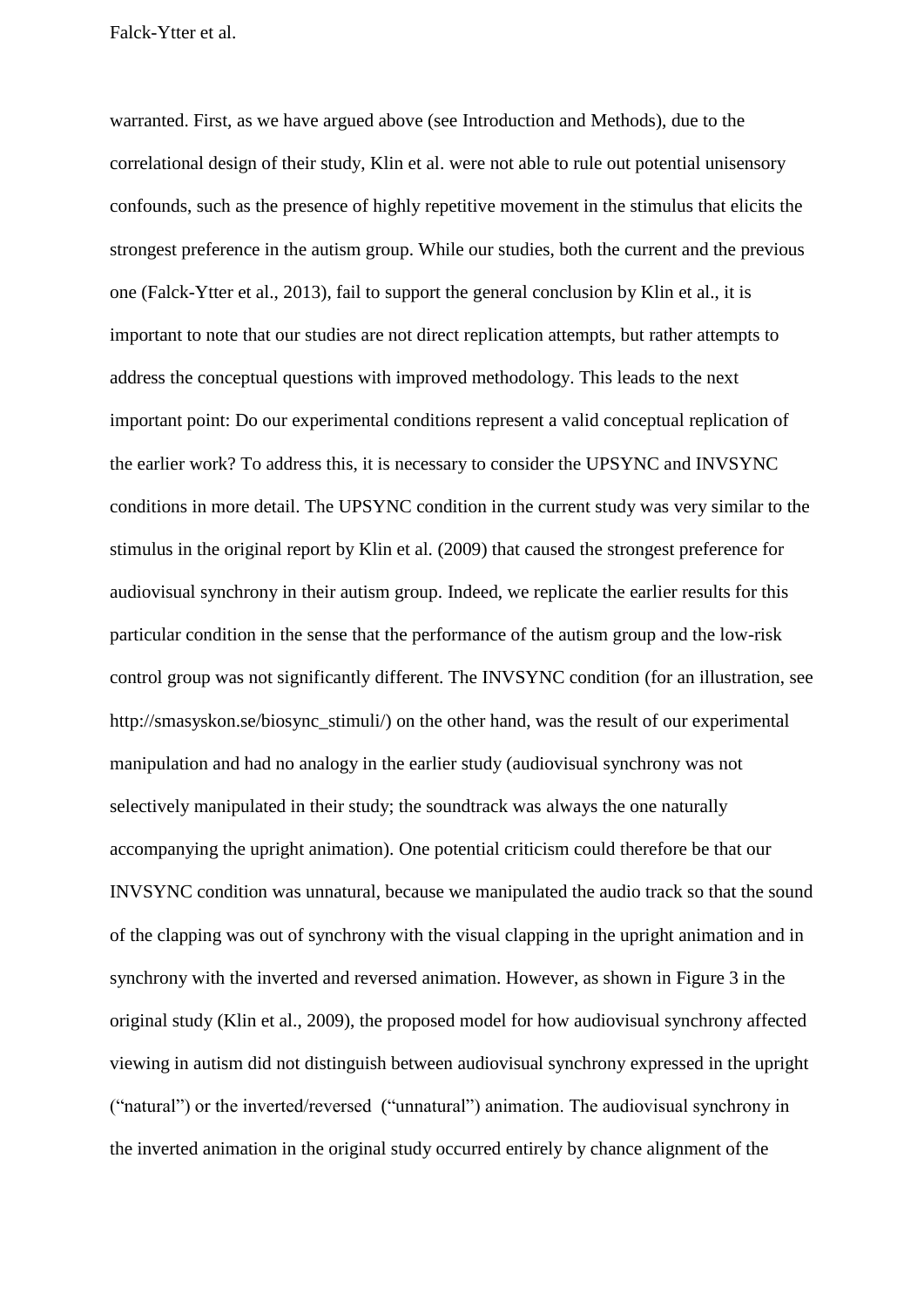warranted. First, as we have argued above (see Introduction and Methods), due to the correlational design of their study, Klin et al. were not able to rule out potential unisensory confounds, such as the presence of highly repetitive movement in the stimulus that elicits the strongest preference in the autism group. While our studies, both the current and the previous one (Falck-Ytter et al., 2013), fail to support the general conclusion by Klin et al., it is important to note that our studies are not direct replication attempts, but rather attempts to address the conceptual questions with improved methodology. This leads to the next important point: Do our experimental conditions represent a valid conceptual replication of the earlier work? To address this, it is necessary to consider the UPSYNC and INVSYNC conditions in more detail. The UPSYNC condition in the current study was very similar to the stimulus in the original report by Klin et al. (2009) that caused the strongest preference for audiovisual synchrony in their autism group. Indeed, we replicate the earlier results for this particular condition in the sense that the performance of the autism group and the low-risk control group was not significantly different. The INVSYNC condition (for an illustration, see http://smasyskon.se/biosync_stimuli/) on the other hand, was the result of our experimental manipulation and had no analogy in the earlier study (audiovisual synchrony was not selectively manipulated in their study; the soundtrack was always the one naturally accompanying the upright animation). One potential criticism could therefore be that our INVSYNC condition was unnatural, because we manipulated the audio track so that the sound of the clapping was out of synchrony with the visual clapping in the upright animation and in synchrony with the inverted and reversed animation. However, as shown in Figure 3 in the original study (Klin et al., 2009), the proposed model for how audiovisual synchrony affected viewing in autism did not distinguish between audiovisual synchrony expressed in the upright ("natural") or the inverted/reversed ("unnatural") animation. The audiovisual synchrony in the inverted animation in the original study occurred entirely by chance alignment of the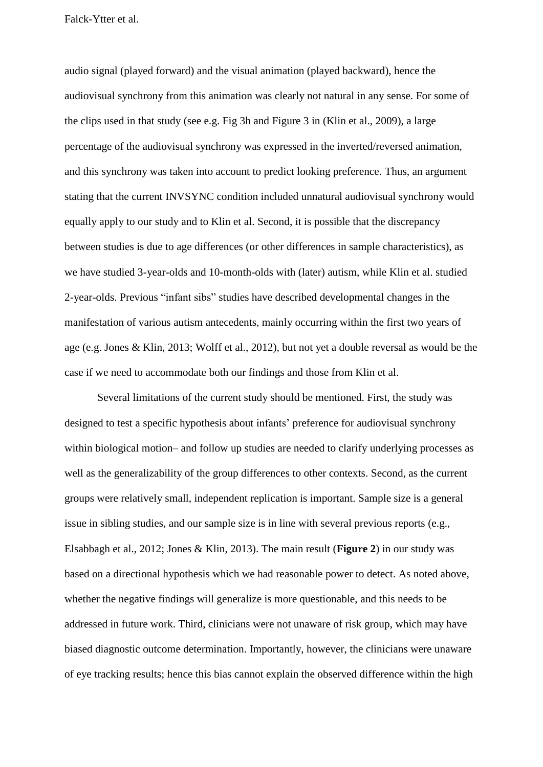audio signal (played forward) and the visual animation (played backward), hence the audiovisual synchrony from this animation was clearly not natural in any sense. For some of the clips used in that study (see e.g. Fig 3h and Figure 3 in (Klin et al., 2009), a large percentage of the audiovisual synchrony was expressed in the inverted/reversed animation, and this synchrony was taken into account to predict looking preference. Thus, an argument stating that the current INVSYNC condition included unnatural audiovisual synchrony would equally apply to our study and to Klin et al. Second, it is possible that the discrepancy between studies is due to age differences (or other differences in sample characteristics), as we have studied 3-year-olds and 10-month-olds with (later) autism, while Klin et al. studied 2-year-olds. Previous "infant sibs" studies have described developmental changes in the manifestation of various autism antecedents, mainly occurring within the first two years of age (e.g. Jones & Klin, 2013; Wolff et al., 2012), but not yet a double reversal as would be the case if we need to accommodate both our findings and those from Klin et al.

Several limitations of the current study should be mentioned. First, the study was designed to test a specific hypothesis about infants' preference for audiovisual synchrony within biological motion– and follow up studies are needed to clarify underlying processes as well as the generalizability of the group differences to other contexts. Second, as the current groups were relatively small, independent replication is important. Sample size is a general issue in sibling studies, and our sample size is in line with several previous reports (e.g., Elsabbagh et al., 2012; Jones & Klin, 2013). The main result (**Figure 2**) in our study was based on a directional hypothesis which we had reasonable power to detect. As noted above, whether the negative findings will generalize is more questionable, and this needs to be addressed in future work. Third, clinicians were not unaware of risk group, which may have biased diagnostic outcome determination. Importantly, however, the clinicians were unaware of eye tracking results; hence this bias cannot explain the observed difference within the high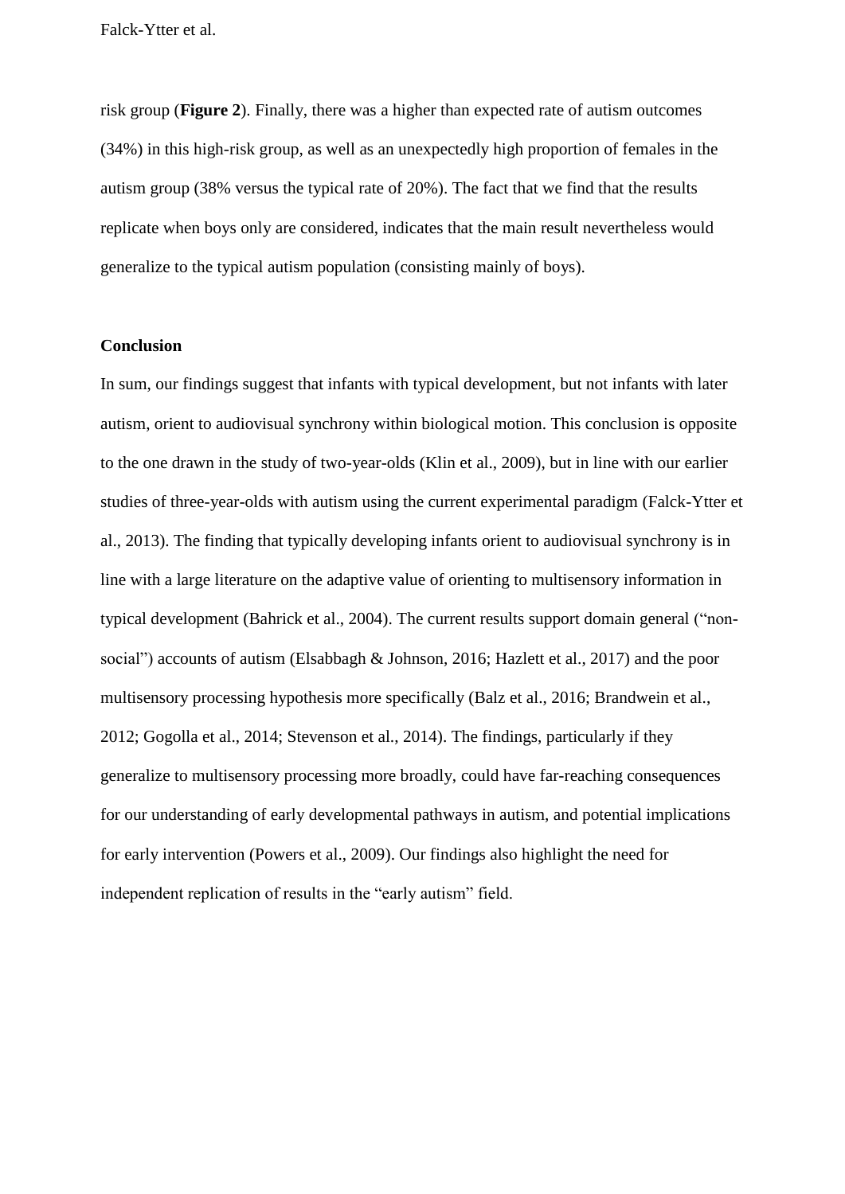risk group (**Figure 2**). Finally, there was a higher than expected rate of autism outcomes (34%) in this high-risk group, as well as an unexpectedly high proportion of females in the autism group (38% versus the typical rate of 20%). The fact that we find that the results replicate when boys only are considered, indicates that the main result nevertheless would generalize to the typical autism population (consisting mainly of boys).

**Conclusion**

In sum, our findings suggest that infants with typical development, but not infants with later autism, orient to audiovisual synchrony within biological motion. This conclusion is opposite to the one drawn in the study of two-year-olds (Klin et al., 2009), but in line with our earlier studies of three-year-olds with autism using the current experimental paradigm (Falck-Ytter et al., 2013). The finding that typically developing infants orient to audiovisual synchrony is in line with a large literature on the adaptive value of orienting to multisensory information in typical development (Bahrick et al., 2004). The current results support domain general ("non-social") accounts of autism (Elsabbagh & Johnson, 2016; Hazlett et al., 2017) and the poor multisensory processing hypothesis more specifically (Balz et al., 2016; Brandwein et al., 2012; Gogolla et al., 2014; Stevenson et al., 2014). The findings, particularly if they generalize to multisensory processing more broadly, could have far-reaching consequences for our understanding of early developmental pathways in autism, and potential implications for early intervention (Powers et al., 2009). Our findings also highlight the need for independent replication of results in the "early autism" field.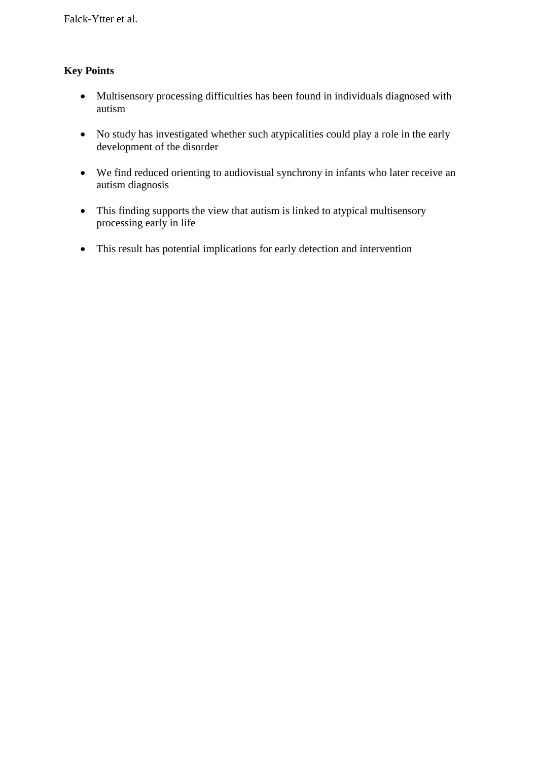**Key Points**

- Multisensory processing difficulties has been found in individuals diagnosed with autism
- No study has investigated whether such atypicalities could play a role in the early development of the disorder
- We find reduced orienting to audiovisual synchrony in infants who later receive an autism diagnosis
- This finding supports the view that autism is linked to atypical multisensory processing early in life
- This result has potential implications for early detection and intervention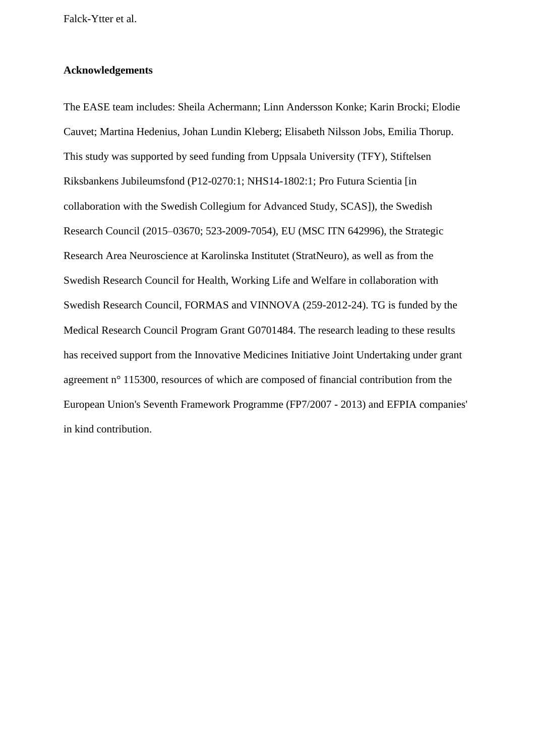## Acknowledgements

The EASE team includes: Sheila Achermann; Linn Andersson Konke; Karin Brocki; Elodie Cauvet; Martina Hedenius, Johan Lundin Kleberg; Elisabeth Nilsson Jobs, Emilia Thorup. This study was supported by seed funding from Uppsala University (TFY), Stiftelsen Riksbankens Jubileumsfond (P12-0270:1; NHS14-1802:1; Pro Futura Scientia [in collaboration with the Swedish Collegium for Advanced Study, SCAS]), the Swedish Research Council (2015–03670; 523-2009-7054), EU (MSC ITN 642996), the Strategic Research Area Neuroscience at Karolinska Institutet (StratNeuro), as well as from the Swedish Research Council for Health, Working Life and Welfare in collaboration with Swedish Research Council, FORMAS and VINNOVA (259-2012-24). TG is funded by the Medical Research Council Program Grant G0701484. The research leading to these results has received support from the Innovative Medicines Initiative Joint Undertaking under grant agreement n° 115300, resources of which are composed of financial contribution from the European Union's Seventh Framework Programme (FP7/2007 - 2013) and EFPIA companies' in kind contribution.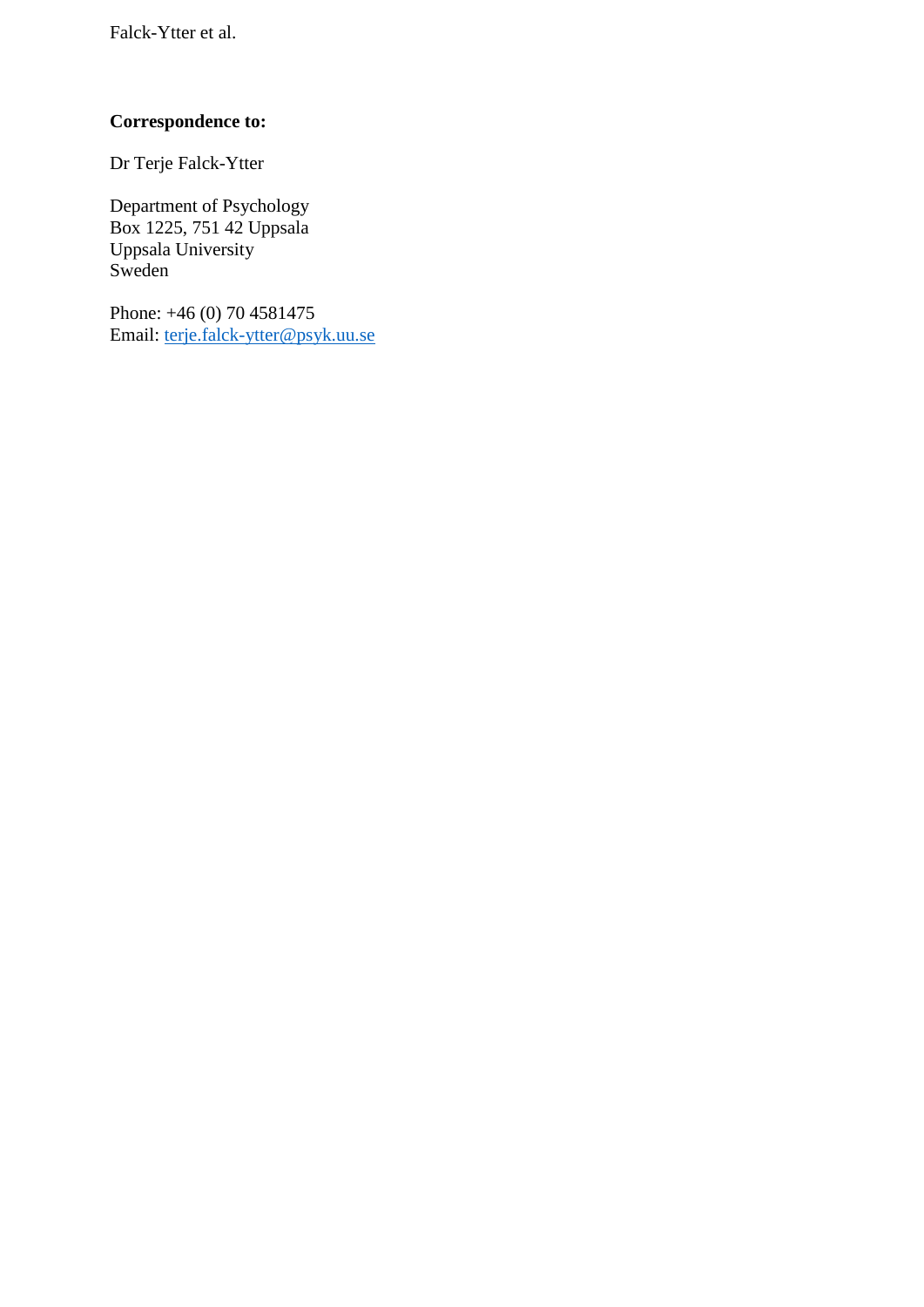**Correspondence to:**

Dr Terje Falck-Ytter

Department of Psychology  
Box 1225, 751 42 Uppsala  
Uppsala University  
Sweden

Phone: +46 (0) 70 4581475  
Email: terje.falck-ytter@psyk.uu.se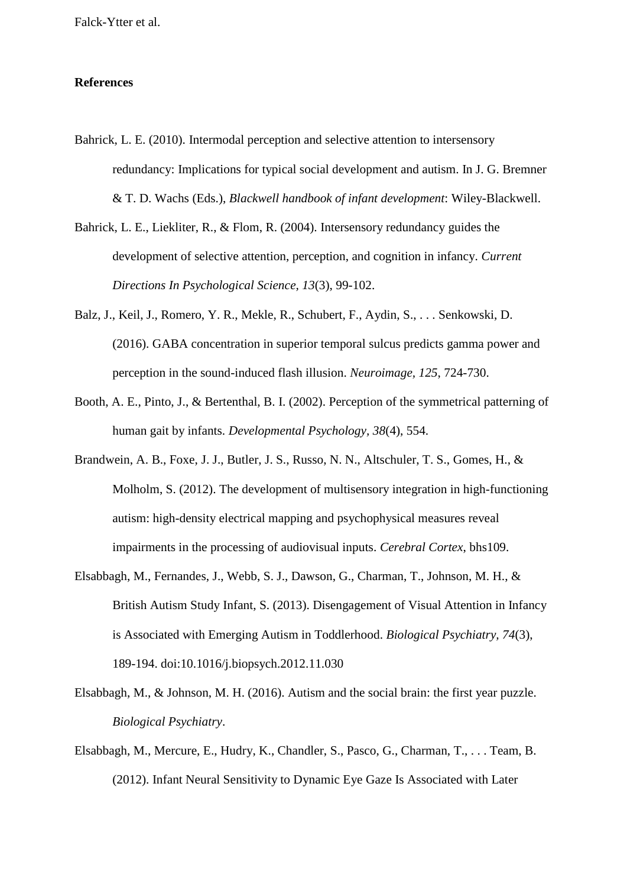**References**

Bahrick, L. E. (2010). Intermodal perception and selective attention to intersensory redundancy: Implications for typical social development and autism. In J. G. Bremner & T. D. Wachs (Eds.), *Blackwell handbook of infant development*: Wiley-Blackwell.

Bahrick, L. E., Liekliter, R., & Flom, R. (2004). Intersensory redundancy guides the development of selective attention, perception, and cognition in infancy. *Current Directions In Psychological Science, 13*(3), 99-102.

Balz, J., Keil, J., Romero, Y. R., Mekle, R., Schubert, F., Aydin, S., . . . Senkowski, D. (2016). GABA concentration in superior temporal sulcus predicts gamma power and perception in the sound-induced flash illusion. *Neuroimage, 125*, 724-730.

Booth, A. E., Pinto, J., & Bertenthal, B. I. (2002). Perception of the symmetrical patterning of human gait by infants. *Developmental Psychology, 38*(4), 554.

Brandwein, A. B., Foxe, J. J., Butler, J. S., Russo, N. N., Altschuler, T. S., Gomes, H., & Molholm, S. (2012). The development of multisensory integration in high-functioning autism: high-density electrical mapping and psychophysical measures reveal impairments in the processing of audiovisual inputs. *Cerebral Cortex*, bhs109.

Elsabbagh, M., Fernandes, J., Webb, S. J., Dawson, G., Charman, T., Johnson, M. H., & British Autism Study Infant, S. (2013). Disengagement of Visual Attention in Infancy is Associated with Emerging Autism in Toddlerhood. *Biological Psychiatry, 74*(3), 189-194. doi:10.1016/j.biopsych.2012.11.030

Elsabbagh, M., & Johnson, M. H. (2016). Autism and the social brain: the first year puzzle. *Biological Psychiatry*.

Elsabbagh, M., Mercure, E., Hudry, K., Chandler, S., Pasco, G., Charman, T., . . . Team, B. (2012). Infant Neural Sensitivity to Dynamic Eye Gaze Is Associated with Later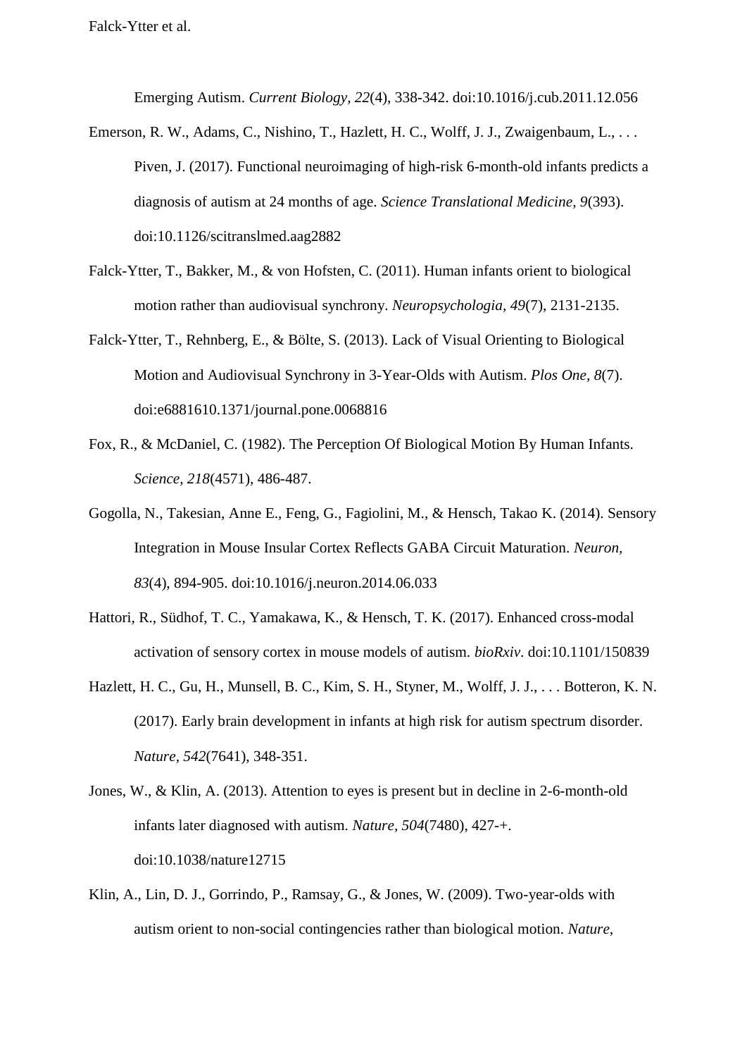Emerging Autism. *Current Biology, 22*(4), 338-342. doi:10.1016/j.cub.2011.12.056

Emerson, R. W., Adams, C., Nishino, T., Hazlett, H. C., Wolff, J. J., Zwaigenbaum, L., . . . Piven, J. (2017). Functional neuroimaging of high-risk 6-month-old infants predicts a diagnosis of autism at 24 months of age. *Science Translational Medicine, 9*(393). doi:10.1126/scitranslmed.aag2882

Falck-Ytter, T., Bakker, M., & von Hofsten, C. (2011). Human infants orient to biological motion rather than audiovisual synchrony. *Neuropsychologia, 49*(7), 2131-2135.

Falck-Ytter, T., Rehnberg, E., & Bölte, S. (2013). Lack of Visual Orienting to Biological Motion and Audiovisual Synchrony in 3-Year-Olds with Autism. *Plos One, 8*(7). doi:e6881610.1371/journal.pone.0068816

Fox, R., & McDaniel, C. (1982). The Perception Of Biological Motion By Human Infants. *Science, 218*(4571), 486-487.

Gogolla, N., Takesian, Anne E., Feng, G., Fagiolini, M., & Hensch, Takao K. (2014). Sensory Integration in Mouse Insular Cortex Reflects GABA Circuit Maturation. *Neuron, 83*(4), 894-905. doi:10.1016/j.neuron.2014.06.033

Hattori, R., Südhof, T. C., Yamakawa, K., & Hensch, T. K. (2017). Enhanced cross-modal activation of sensory cortex in mouse models of autism. *bioRxiv*. doi:10.1101/150839

Hazlett, H. C., Gu, H., Munsell, B. C., Kim, S. H., Styner, M., Wolff, J. J., . . . Botteron, K. N. (2017). Early brain development in infants at high risk for autism spectrum disorder. *Nature, 542*(7641), 348-351.

Jones, W., & Klin, A. (2013). Attention to eyes is present but in decline in 2-6-month-old infants later diagnosed with autism. *Nature, 504*(7480), 427-+. doi:10.1038/nature12715

Klin, A., Lin, D. J., Gorrindo, P., Ramsay, G., & Jones, W. (2009). Two-year-olds with autism orient to non-social contingencies rather than biological motion. *Nature,*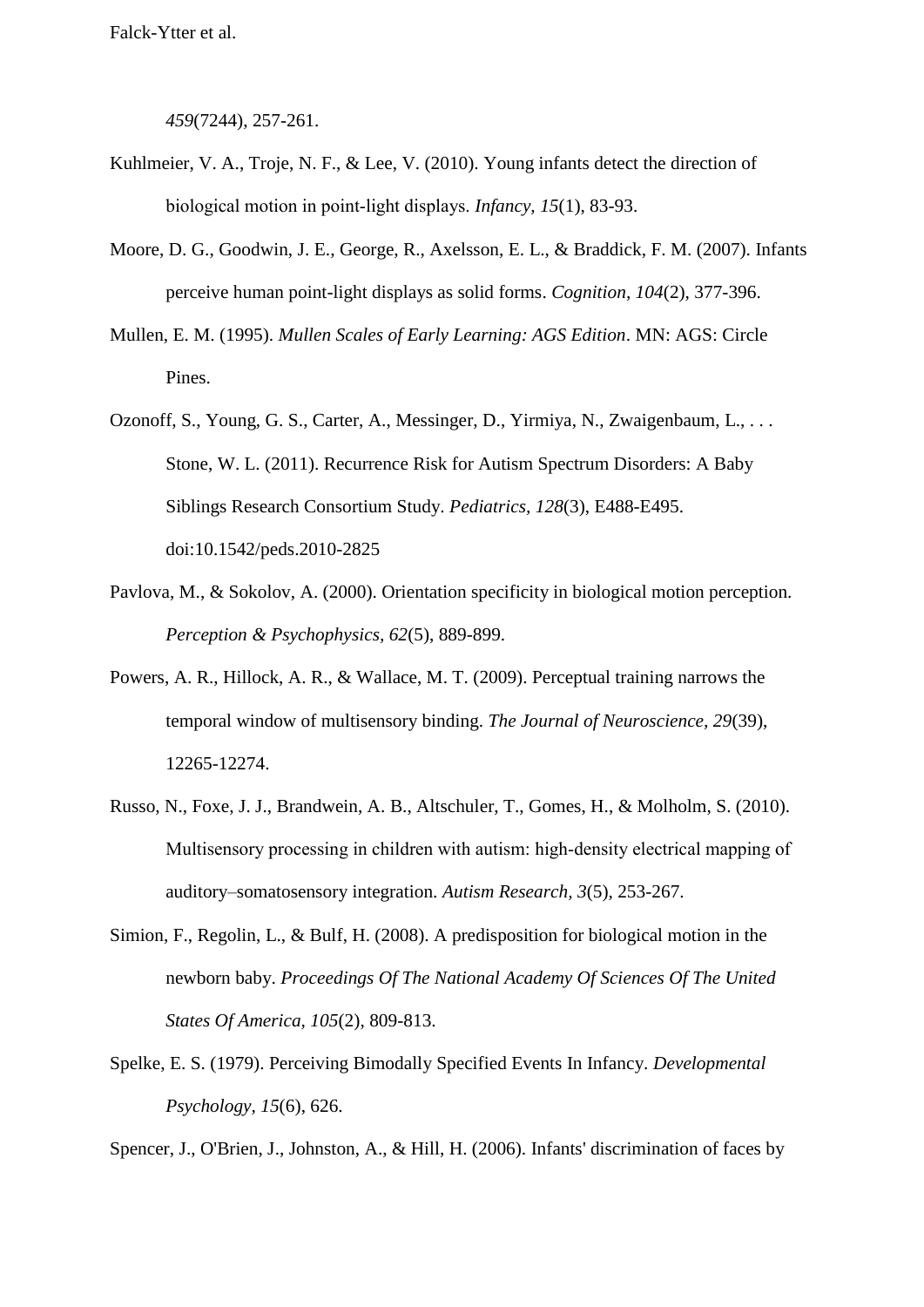*459*(7244), 257-261.

Kuhlmeier, V. A., Troje, N. F., & Lee, V. (2010). Young infants detect the direction of biological motion in point-light displays. *Infancy, 15*(1), 83-93.

Moore, D. G., Goodwin, J. E., George, R., Axelsson, E. L., & Braddick, F. M. (2007). Infants perceive human point-light displays as solid forms. *Cognition, 104*(2), 377-396.

Mullen, E. M. (1995). *Mullen Scales of Early Learning: AGS Edition*. MN: AGS: Circle Pines.

Ozonoff, S., Young, G. S., Carter, A., Messinger, D., Yirmiya, N., Zwaigenbaum, L., . . . Stone, W. L. (2011). Recurrence Risk for Autism Spectrum Disorders: A Baby Siblings Research Consortium Study. *Pediatrics, 128*(3), E488-E495. doi:10.1542/peds.2010-2825

Pavlova, M., & Sokolov, A. (2000). Orientation specificity in biological motion perception. *Perception & Psychophysics, 62*(5), 889-899.

Powers, A. R., Hillock, A. R., & Wallace, M. T. (2009). Perceptual training narrows the temporal window of multisensory binding. *The Journal of Neuroscience, 29*(39), 12265-12274.

Russo, N., Foxe, J. J., Brandwein, A. B., Altschuler, T., Gomes, H., & Molholm, S. (2010). Multisensory processing in children with autism: high-density electrical mapping of auditory–somatosensory integration. *Autism Research, 3*(5), 253-267.

Simion, F., Regolin, L., & Bulf, H. (2008). A predisposition for biological motion in the newborn baby. *Proceedings Of The National Academy Of Sciences Of The United States Of America, 105*(2), 809-813.

Spelke, E. S. (1979). Perceiving Bimodally Specified Events In Infancy. *Developmental Psychology, 15*(6), 626.

Spencer, J., O'Brien, J., Johnston, A., & Hill, H. (2006). Infants' discrimination of faces by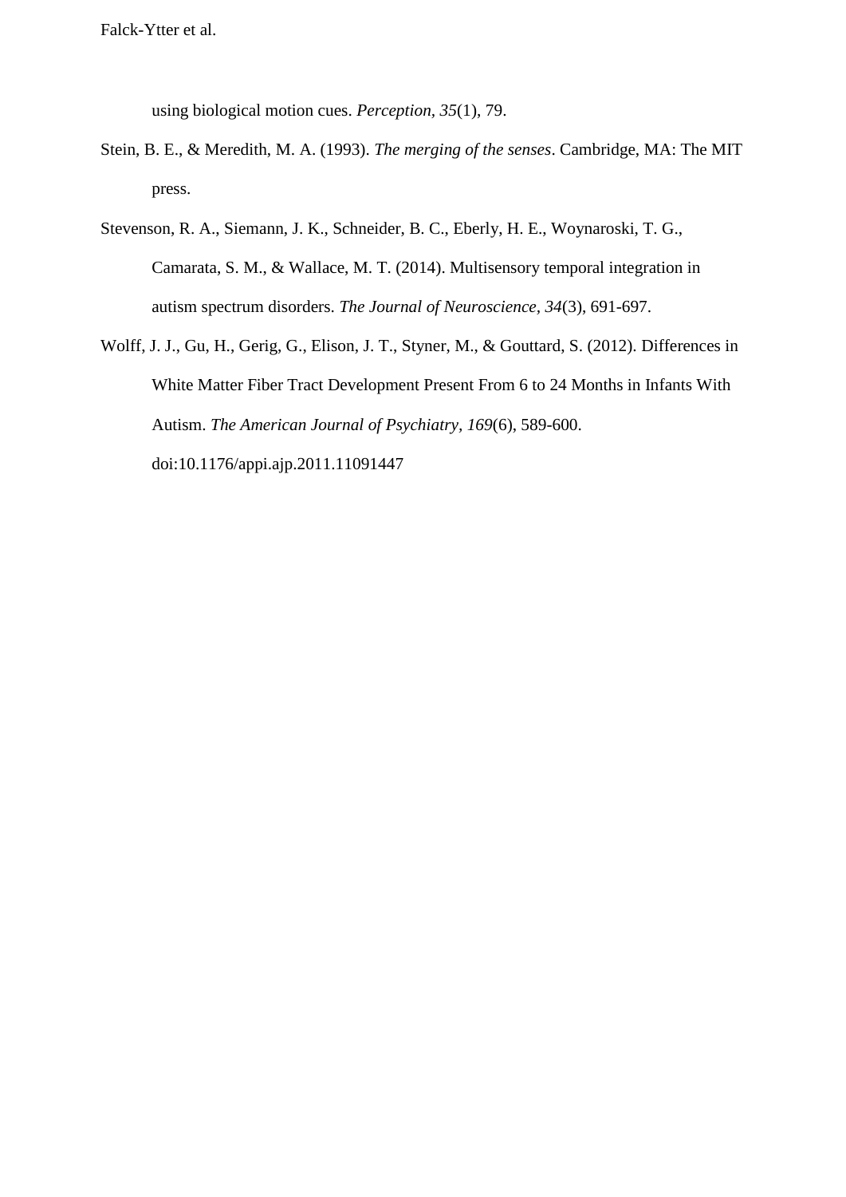using biological motion cues. *Perception, 35*(1), 79.

Stein, B. E., & Meredith, M. A. (1993). *The merging of the senses*. Cambridge, MA: The MIT press.

Stevenson, R. A., Siemann, J. K., Schneider, B. C., Eberly, H. E., Woynaroski, T. G., Camarata, S. M., & Wallace, M. T. (2014). Multisensory temporal integration in autism spectrum disorders. *The Journal of Neuroscience, 34*(3), 691-697.

Wolff, J. J., Gu, H., Gerig, G., Elison, J. T., Styner, M., & Gouttard, S. (2012). Differences in White Matter Fiber Tract Development Present From 6 to 24 Months in Infants With Autism. *The American Journal of Psychiatry, 169*(6), 589-600. doi:10.1176/appi.ajp.2011.11091447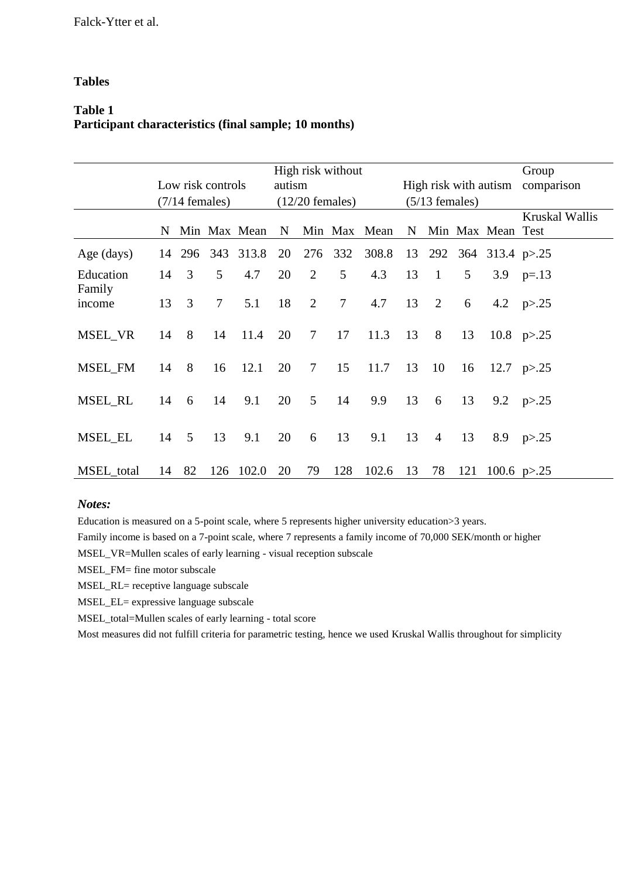## Tables

### Table 1
**Participant characteristics (final sample; 10 months)**

| | Low risk controls (7/14 females) | | | | High risk without autism (12/20 females) | | | | High risk with autism (5/13 females) | | | | Group comparison |
|---|---|---|---|---|---|---|---|---|---|---|---|---|---|
| | N | Min | Max | Mean | N | Min | Max | Mean | N | Min | Max | Mean | Kruskal Wallis Test |
| Age (days) | 14 | 296 | 343 | 313.8 | 20 | 276 | 332 | 308.8 | 13 | 292 | 364 | 313.4 | p>.25 |
| Education | 14 | 3 | 5 | 4.7 | 20 | 2 | 5 | 4.3 | 13 | 1 | 5 | 3.9 | p=.13 |
| Family income | 13 | 3 | 7 | 5.1 | 18 | 2 | 7 | 4.7 | 13 | 2 | 6 | 4.2 | p>.25 |
| MSEL_VR | 14 | 8 | 14 | 11.4 | 20 | 7 | 17 | 11.3 | 13 | 8 | 13 | 10.8 | p>.25 |
| MSEL_FM | 14 | 8 | 16 | 12.1 | 20 | 7 | 15 | 11.7 | 13 | 10 | 16 | 12.7 | p>.25 |
| MSEL_RL | 14 | 6 | 14 | 9.1 | 20 | 5 | 14 | 9.9 | 13 | 6 | 13 | 9.2 | p>.25 |
| MSEL_EL | 14 | 5 | 13 | 9.1 | 20 | 6 | 13 | 9.1 | 13 | 4 | 13 | 8.9 | p>.25 |
| MSEL_total | 14 | 82 | 126 | 102.0 | 20 | 79 | 128 | 102.6 | 13 | 78 | 121 | 100.6 | p>.25 |

***Notes:***

Education is measured on a 5-point scale, where 5 represents higher university education>3 years.

Family income is based on a 7-point scale, where 7 represents a family income of 70,000 SEK/month or higher

MSEL_VR=Mullen scales of early learning - visual reception subscale

MSEL_FM= fine motor subscale

MSEL_RL= receptive language subscale

MSEL_EL= expressive language subscale

MSEL_total=Mullen scales of early learning - total score

Most measures did not fulfill criteria for parametric testing, hence we used Kruskal Wallis throughout for simplicity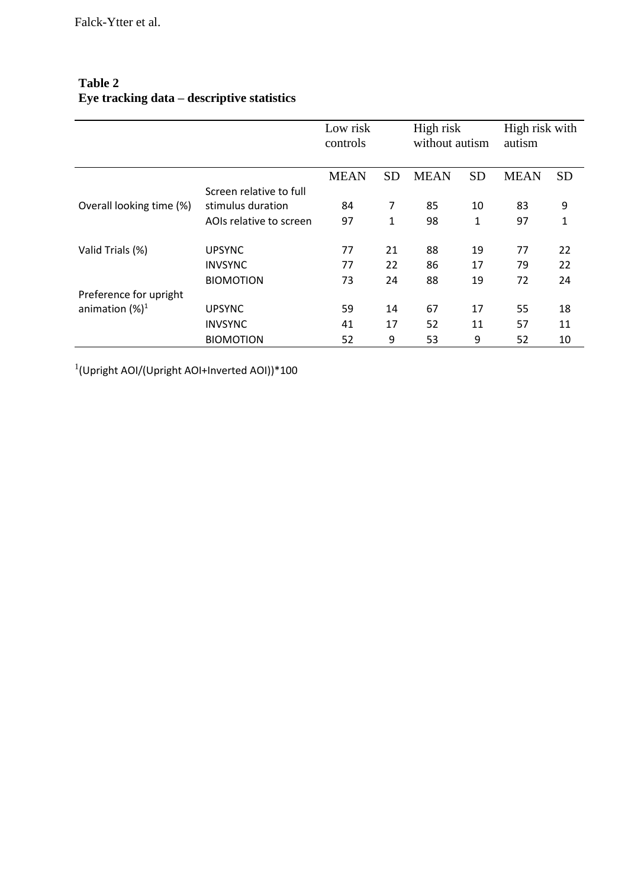**Table 2**
**Eye tracking data – descriptive statistics**

| | | Low risk controls | | High risk without autism | | High risk with autism | |
|---|---|---|---|---|---|---|---|
| | | MEAN | SD | MEAN | SD | MEAN | SD |
| Overall looking time (%) | Screen relative to full stimulus duration | 84 | 7 | 85 | 10 | 83 | 9 |
| | AOIs relative to screen | 97 | 1 | 98 | 1 | 97 | 1 |
| Valid Trials (%) | UPSYNC | 77 | 21 | 88 | 19 | 77 | 22 |
| | INVSYNC | 77 | 22 | 86 | 17 | 79 | 22 |
| | BIOMOTION | 73 | 24 | 88 | 19 | 72 | 24 |
| Preference for upright animation (%)[1] | UPSYNC | 59 | 14 | 67 | 17 | 55 | 18 |
| | INVSYNC | 41 | 17 | 52 | 11 | 57 | 11 |
| | BIOMOTION | 52 | 9 | 53 | 9 | 52 | 10 |

[1](Upright AOI/(Upright AOI+Inverted AOI))*100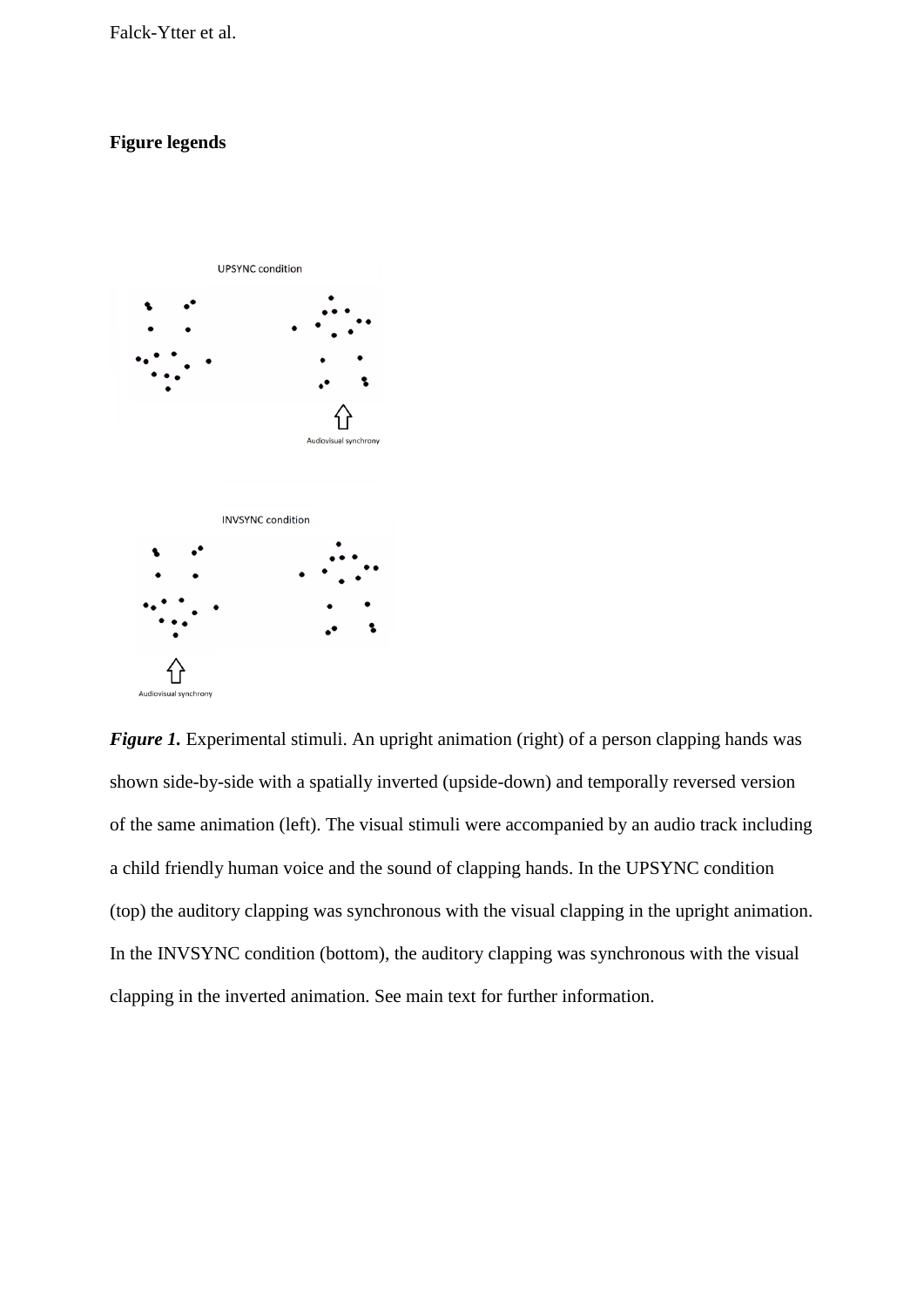**Figure legends**

*Figure 1.* Experimental stimuli. An upright animation (right) of a person clapping hands was shown side-by-side with a spatially inverted (upside-down) and temporally reversed version of the same animation (left). The visual stimuli were accompanied by an audio track including a child friendly human voice and the sound of clapping hands. In the UPSYNC condition (top) the auditory clapping was synchronous with the visual clapping in the upright animation. In the INVSYNC condition (bottom), the auditory clapping was synchronous with the visual clapping in the inverted animation. See main text for further information.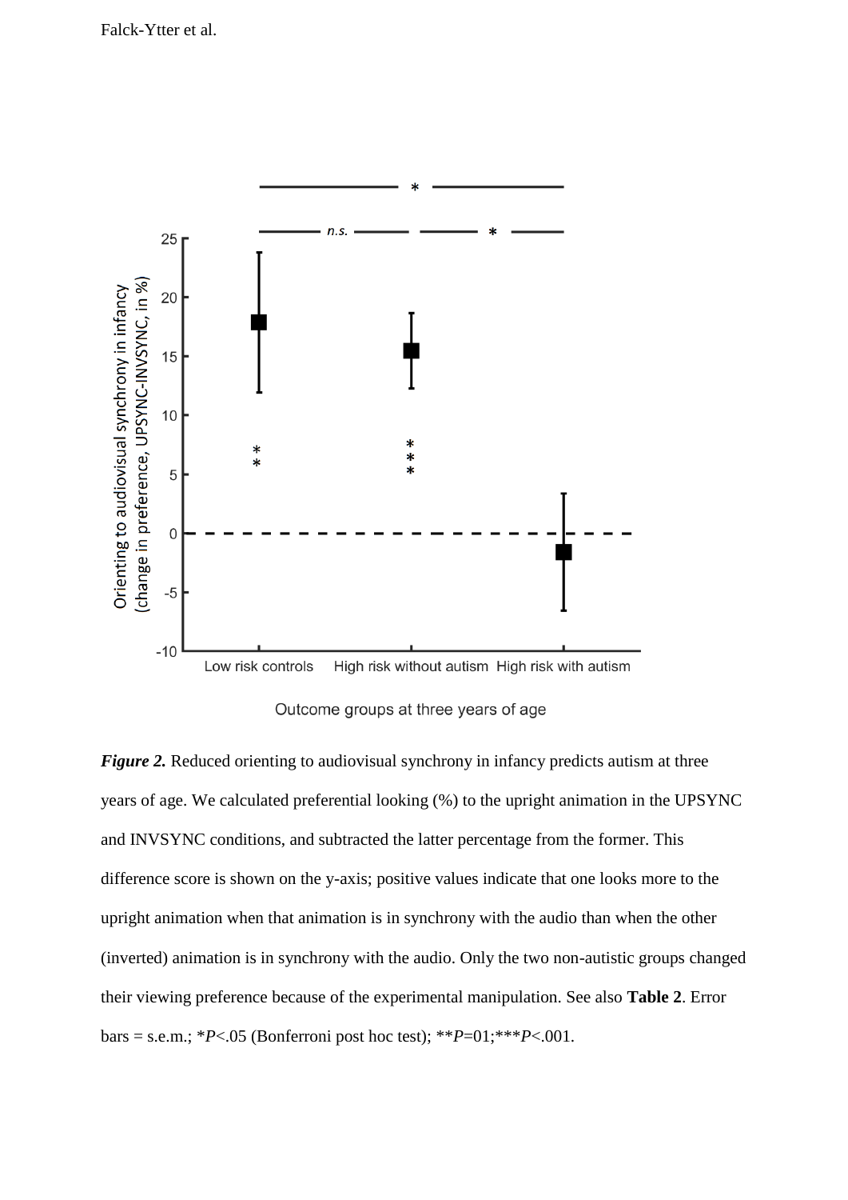*Figure 2.* Reduced orienting to audiovisual synchrony in infancy predicts autism at three years of age. We calculated preferential looking (%) to the upright animation in the UPSYNC and INVSYNC conditions, and subtracted the latter percentage from the former. This difference score is shown on the y-axis; positive values indicate that one looks more to the upright animation when that animation is in synchrony with the audio than when the other (inverted) animation is in synchrony with the audio. Only the two non-autistic groups changed their viewing preference because of the experimental manipulation. See also **Table 2**. Error bars = s.e.m.; *$P$<.05 (Bonferroni post hoc test); **$P$=01;***$P$<.001.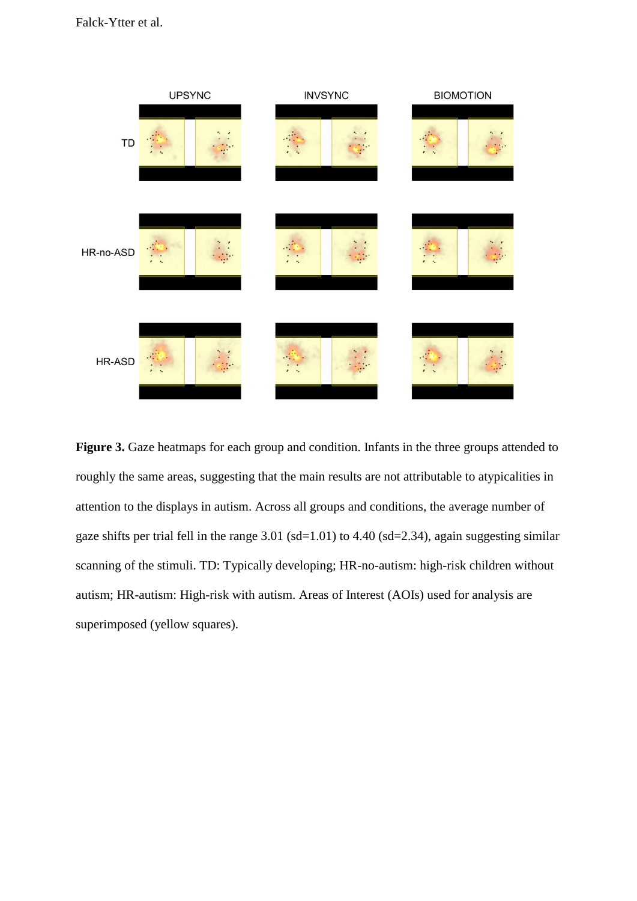UPSYNC

INVSYNC

BIOMOTION

TD

HR-no-ASD

HR-ASD

**Figure 3.** Gaze heatmaps for each group and condition. Infants in the three groups attended to roughly the same areas, suggesting that the main results are not attributable to atypicalities in attention to the displays in autism. Across all groups and conditions, the average number of gaze shifts per trial fell in the range 3.01 (sd=1.01) to 4.40 (sd=2.34), again suggesting similar scanning of the stimuli. TD: Typically developing; HR-no-autism: high-risk children without autism; HR-autism: High-risk with autism. Areas of Interest (AOIs) used for analysis are superimposed (yellow squares).